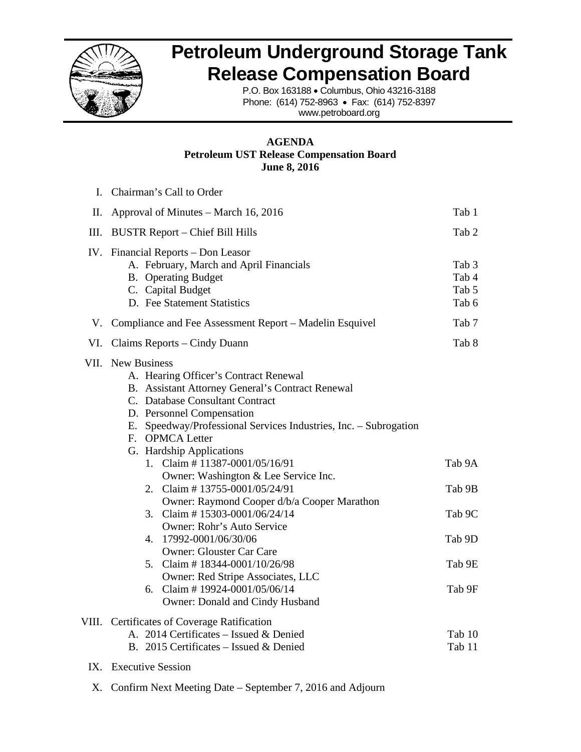# Petroleum Underground Storage Tank Release Compensation Board

P.O. Box 163188 • Columbus, Ohio 43216-3188
Phone: (614) 752-8963 • Fax: (614) 752-8397
www.petroboard.org

**AGENDA**
**Petroleum UST Release Compensation Board**
**June 8, 2016**

| | | |
|---|---|---|
| I. | Chairman's Call to Order | |
| II. | Approval of Minutes – March 16, 2016 | Tab 1 |
| III. | BUSTR Report – Chief Bill Hills | Tab 2 |
| IV. | Financial Reports – Don Leasor | |
| | A. February, March and April Financials | Tab 3 |
| | B. Operating Budget | Tab 4 |
| | C. Capital Budget | Tab 5 |
| | D. Fee Statement Statistics | Tab 6 |
| V. | Compliance and Fee Assessment Report – Madelin Esquivel | Tab 7 |
| VI. | Claims Reports – Cindy Duann | Tab 8 |
| VII. | New Business | |
| | A. Hearing Officer's Contract Renewal | |
| | B. Assistant Attorney General's Contract Renewal | |
| | C. Database Consultant Contract | |
| | D. Personnel Compensation | |
| | E. Speedway/Professional Services Industries, Inc. – Subrogation | |
| | F. OPMCA Letter | |
| | G. Hardship Applications | |
| | 1. Claim # 11387-0001/05/16/91<br>Owner: Washington & Lee Service Inc. | Tab 9A |
| | 2. Claim # 13755-0001/05/24/91<br>Owner: Raymond Cooper d/b/a Cooper Marathon | Tab 9B |
| | 3. Claim # 15303-0001/06/24/14<br>Owner: Rohr's Auto Service | Tab 9C |
| | 4. 17992-0001/06/30/06<br>Owner: Glouster Car Care | Tab 9D |
| | 5. Claim # 18344-0001/10/26/98<br>Owner: Red Stripe Associates, LLC | Tab 9E |
| | 6. Claim # 19924-0001/05/06/14<br>Owner: Donald and Cindy Husband | Tab 9F |
| VIII. | Certificates of Coverage Ratification | |
| | A. 2014 Certificates – Issued & Denied | Tab 10 |
| | B. 2015 Certificates – Issued & Denied | Tab 11 |
| IX. | Executive Session | |
| X. | Confirm Next Meeting Date – September 7, 2016 and Adjourn | |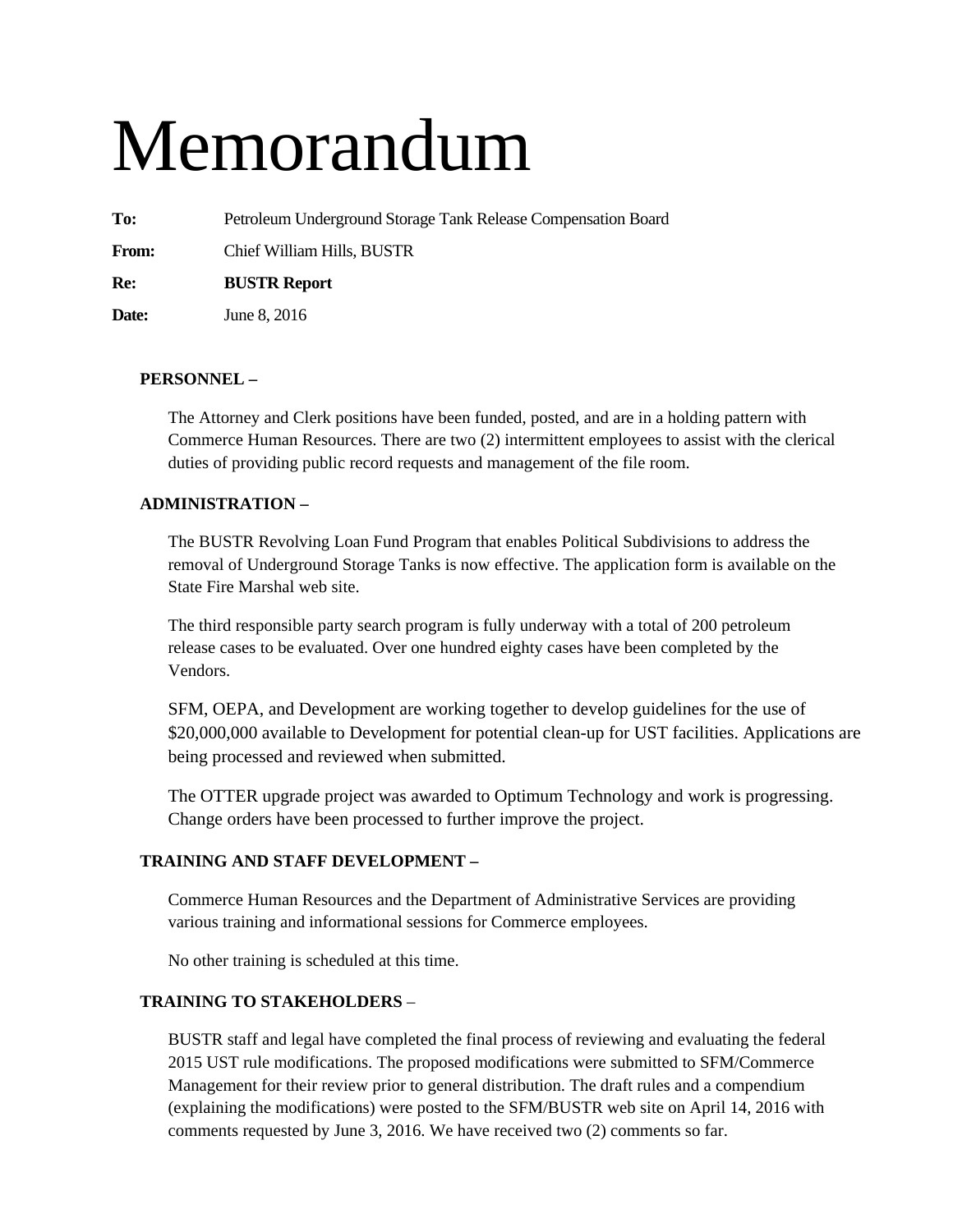# Memorandum

**To:** Petroleum Underground Storage Tank Release Compensation Board

**From:** Chief William Hills, BUSTR

**Re:** **BUSTR Report**

**Date:** June 8, 2016

**PERSONNEL –**

The Attorney and Clerk positions have been funded, posted, and are in a holding pattern with Commerce Human Resources. There are two (2) intermittent employees to assist with the clerical duties of providing public record requests and management of the file room.

**ADMINISTRATION –**

The BUSTR Revolving Loan Fund Program that enables Political Subdivisions to address the removal of Underground Storage Tanks is now effective. The application form is available on the State Fire Marshal web site.

The third responsible party search program is fully underway with a total of 200 petroleum release cases to be evaluated. Over one hundred eighty cases have been completed by the Vendors.

SFM, OEPA, and Development are working together to develop guidelines for the use of $20,000,000 available to Development for potential clean-up for UST facilities. Applications are being processed and reviewed when submitted.

The OTTER upgrade project was awarded to Optimum Technology and work is progressing. Change orders have been processed to further improve the project.

**TRAINING AND STAFF DEVELOPMENT –**

Commerce Human Resources and the Department of Administrative Services are providing various training and informational sessions for Commerce employees.

No other training is scheduled at this time.

**TRAINING TO STAKEHOLDERS** –

BUSTR staff and legal have completed the final process of reviewing and evaluating the federal 2015 UST rule modifications. The proposed modifications were submitted to SFM/Commerce Management for their review prior to general distribution. The draft rules and a compendium (explaining the modifications) were posted to the SFM/BUSTR web site on April 14, 2016 with comments requested by June 3, 2016. We have received two (2) comments so far.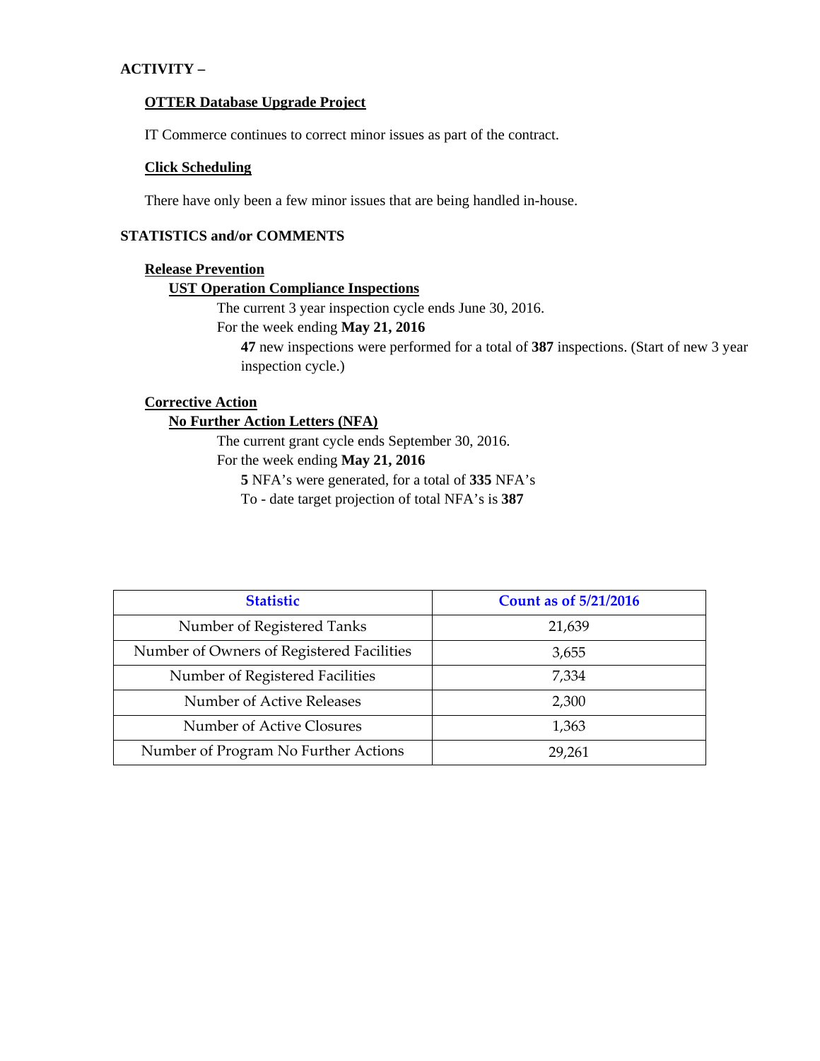**ACTIVITY –**

**OTTER Database Upgrade Project**

IT Commerce continues to correct minor issues as part of the contract.

**Click Scheduling**

There have only been a few minor issues that are being handled in-house.

**STATISTICS and/or COMMENTS**

**Release Prevention**

**UST Operation Compliance Inspections**

The current 3 year inspection cycle ends June 30, 2016.

For the week ending **May 21, 2016**

**47** new inspections were performed for a total of **387** inspections. (Start of new 3 year inspection cycle.)

**Corrective Action**

**No Further Action Letters (NFA)**

The current grant cycle ends September 30, 2016.

For the week ending **May 21, 2016**

**5** NFA's were generated, for a total of **335** NFA's

To - date target projection of total NFA's is **387**

| Statistic | Count as of 5/21/2016 |
|---|---|
| Number of Registered Tanks | 21,639 |
| Number of Owners of Registered Facilities | 3,655 |
| Number of Registered Facilities | 7,334 |
| Number of Active Releases | 2,300 |
| Number of Active Closures | 1,363 |
| Number of Program No Further Actions | 29,261 |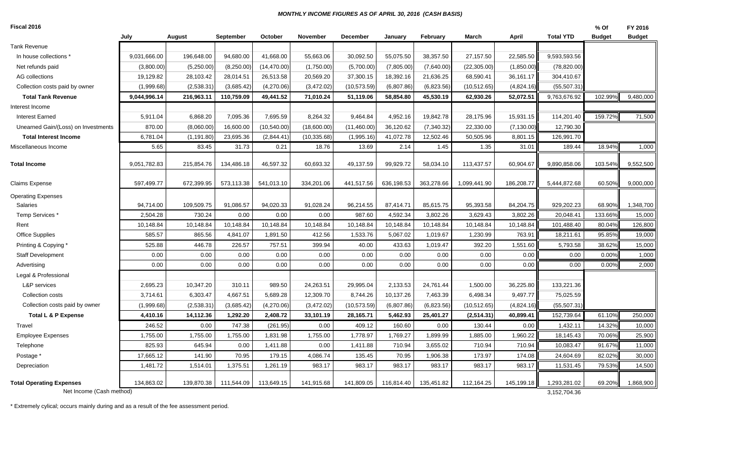***MONTHLY INCOME FIGURES AS OF APRIL 30, 2016 (CASH BASIS)***

| Fiscal 2016 | July | August | September | October | November | December | January | February | March | April | Total YTD | % Of Budget | FY 2016 Budget |
|---|---|---|---|---|---|---|---|---|---|---|---|---|---|
| Tank Revenue | | | | | | | | | | | | | |
| In house collections * | 9,031,666.00 | 196,648.00 | 94,680.00 | 41,668.00 | 55,663.06 | 30,092.50 | 55,075.50 | 38,357.50 | 27,157.50 | 22,585.50 | 9,593,593.56 | | |
| Net refunds paid | (3,800.00) | (5,250.00) | (8,250.00) | (14,470.00) | (1,750.00) | (5,700.00) | (7,805.00) | (7,640.00) | (22,305.00) | (1,850.00) | (78,820.00) | | |
| AG collections | 19,129.82 | 28,103.42 | 28,014.51 | 26,513.58 | 20,569.20 | 37,300.15 | 18,392.16 | 21,636.25 | 68,590.41 | 36,161.17 | 304,410.67 | | |
| Collection costs paid by owner | (1,999.68) | (2,538.31) | (3,685.42) | (4,270.06) | (3,472.02) | (10,573.59) | (6,807.86) | (6,823.56) | (10,512.65) | (4,824.16) | (55,507.31) | | |
| **Total Tank Revenue** | **9,044,996.14** | **216,963.11** | **110,759.09** | **49,441.52** | **71,010.24** | **51,119.06** | **58,854.80** | **45,530.19** | **62,930.26** | **52,072.51** | 9,763,676.92 | 102.99% | 9,480,000 |
| Interest Income | | | | | | | | | | | | | |
| Interest Earned | 5,911.04 | 6,868.20 | 7,095.36 | 7,695.59 | 8,264.32 | 9,464.84 | 4,952.16 | 19,842.78 | 28,175.96 | 15,931.15 | 114,201.40 | 159.72% | 71,500 |
| Unearned Gain/(Loss) on Investments | 870.00 | (8,060.00) | 16,600.00 | (10,540.00) | (18,600.00) | (11,460.00) | 36,120.62 | (7,340.32) | 22,330.00 | (7,130.00) | 12,790.30 | | |
| **Total Interest Income** | 6,781.04 | (1,191.80) | 23,695.36 | (2,844.41) | (10,335.68) | (1,995.16) | 41,072.78 | 12,502.46 | 50,505.96 | 8,801.15 | 126,991.70 | | |
| Miscellaneous Income | 5.65 | 83.45 | 31.73 | 0.21 | 18.76 | 13.69 | 2.14 | 1.45 | 1.35 | 31.01 | 189.44 | 18.94% | 1,000 |
| **Total Income** | 9,051,782.83 | 215,854.76 | 134,486.18 | 46,597.32 | 60,693.32 | 49,137.59 | 99,929.72 | 58,034.10 | 113,437.57 | 60,904.67 | 9,890,858.06 | 103.54% | 9,552,500 |
| Claims Expense | 597,499.77 | 672,399.95 | 573,113.38 | 541,013.10 | 334,201.06 | 441,517.56 | 636,198.53 | 363,278.66 | 1,099,441.90 | 186,208.77 | 5,444,872.68 | 60.50% | 9,000,000 |
| Operating Expenses | | | | | | | | | | | | | |
| Salaries | 94,714.00 | 109,509.75 | 91,086.57 | 94,020.33 | 91,028.24 | 96,214.55 | 87,414.71 | 85,615.75 | 95,393.58 | 84,204.75 | 929,202.23 | 68.90% | 1,348,700 |
| Temp Services * | 2,504.28 | 730.24 | 0.00 | 0.00 | 0.00 | 987.60 | 4,592.34 | 3,802.26 | 3,629.43 | 3,802.26 | 20,048.41 | 133.66% | 15,000 |
| Rent | 10,148.84 | 10,148.84 | 10,148.84 | 10,148.84 | 10,148.84 | 10,148.84 | 10,148.84 | 10,148.84 | 10,148.84 | 10,148.84 | 101,488.40 | 80.04% | 126,800 |
| Office Supplies | 585.57 | 865.56 | 4,841.07 | 1,891.50 | 412.56 | 1,533.76 | 5,067.02 | 1,019.67 | 1,230.99 | 763.91 | 18,211.61 | 95.85% | 19,000 |
| Printing & Copying * | 525.88 | 446.78 | 226.57 | 757.51 | 399.94 | 40.00 | 433.63 | 1,019.47 | 392.20 | 1,551.60 | 5,793.58 | 38.62% | 15,000 |
| Staff Development | 0.00 | 0.00 | 0.00 | 0.00 | 0.00 | 0.00 | 0.00 | 0.00 | 0.00 | 0.00 | 0.00 | 0.00% | 1,000 |
| Advertising | 0.00 | 0.00 | 0.00 | 0.00 | 0.00 | 0.00 | 0.00 | 0.00 | 0.00 | 0.00 | 0.00 | 0.00% | 2,000 |
| Legal & Professional | | | | | | | | | | | | | |
| L&P services | 2,695.23 | 10,347.20 | 310.11 | 989.50 | 24,263.51 | 29,995.04 | 2,133.53 | 24,761.44 | 1,500.00 | 36,225.80 | 133,221.36 | | |
| Collection costs | 3,714.61 | 6,303.47 | 4,667.51 | 5,689.28 | 12,309.70 | 8,744.26 | 10,137.26 | 7,463.39 | 6,498.34 | 9,497.77 | 75,025.59 | | |
| Collection costs paid by owner | (1,999.68) | (2,538.31) | (3,685.42) | (4,270.06) | (3,472.02) | (10,573.59) | (6,807.86) | (6,823.56) | (10,512.65) | (4,824.16) | (55,507.31) | | |
| **Total L & P Expense** | **4,410.16** | **14,112.36** | **1,292.20** | **2,408.72** | **33,101.19** | **28,165.71** | **5,462.93** | **25,401.27** | **(2,514.31)** | **40,899.41** | 152,739.64 | 61.10% | 250,000 |
| Travel | 246.52 | 0.00 | 747.38 | (261.95) | 0.00 | 409.12 | 160.60 | 0.00 | 130.44 | 0.00 | 1,432.11 | 14.32% | 10,000 |
| Employee Expenses | 1,755.00 | 1,755.00 | 1,755.00 | 1,831.98 | 1,755.00 | 1,778.97 | 1,769.27 | 1,899.99 | 1,885.00 | 1,960.22 | 18,145.43 | 70.06% | 25,900 |
| Telephone | 825.93 | 645.94 | 0.00 | 1,411.88 | 0.00 | 1,411.88 | 710.94 | 3,655.02 | 710.94 | 710.94 | 10,083.47 | 91.67% | 11,000 |
| Postage * | 17,665.12 | 141.90 | 70.95 | 179.15 | 4,086.74 | 135.45 | 70.95 | 1,906.38 | 173.97 | 174.08 | 24,604.69 | 82.02% | 30,000 |
| Depreciation | 1,481.72 | 1,514.01 | 1,375.51 | 1,261.19 | 983.17 | 983.17 | 983.17 | 983.17 | 983.17 | 983.17 | 11,531.45 | 79.53% | 14,500 |
| **Total Operating Expenses** | 134,863.02 | 139,870.38 | 111,544.09 | 113,649.15 | 141,915.68 | 141,809.05 | 116,814.40 | 135,451.82 | 112,164.25 | 145,199.18 | 1,293,281.02 | 69.20% | 1,868,900 |
| Net Income (Cash method) | | | | | | | | | | | 3,152,704.36 | | |

\* Extremely cylical; occurs mainly during and as a result of the fee assessment period.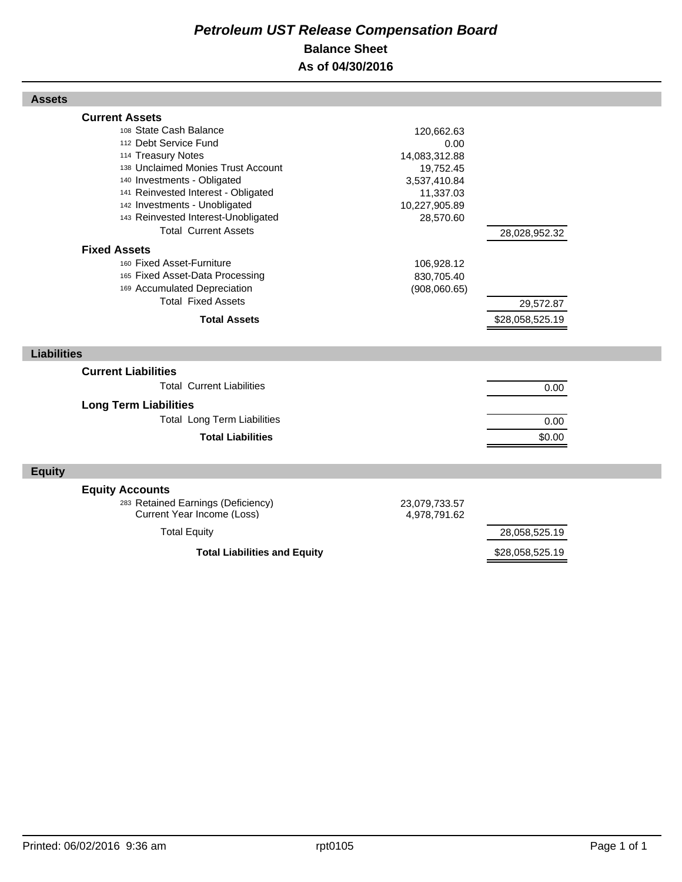# *Petroleum UST Release Compensation Board*

## Balance Sheet

## As of 04/30/2016

### Assets

| | | |
|---|---|---|
| **Current Assets** | | |
| 108 State Cash Balance | 120,662.63 | |
| 112 Debt Service Fund | 0.00 | |
| 114 Treasury Notes | 14,083,312.88 | |
| 138 Unclaimed Monies Trust Account | 19,752.45 | |
| 140 Investments - Obligated | 3,537,410.84 | |
| 141 Reinvested Interest - Obligated | 11,337.03 | |
| 142 Investments - Unobligated | 10,227,905.89 | |
| 143 Reinvested Interest-Unobligated | 28,570.60 | |
| Total Current Assets | | 28,028,952.32 |
| **Fixed Assets** | | |
| 160 Fixed Asset-Furniture | 106,928.12 | |
| 165 Fixed Asset-Data Processing | 830,705.40 | |
| 169 Accumulated Depreciation | (908,060.65) | |
| Total Fixed Assets | | 29,572.87 |
| **Total Assets** | | $28,058,525.19 |

### Liabilities

| | | |
|---|---|---|
| **Current Liabilities** | | |
| Total Current Liabilities | | 0.00 |
| **Long Term Liabilities** | | |
| Total Long Term Liabilities | | 0.00 |
| **Total Liabilities** | | $0.00 |

### Equity

| | | |
|---|---|---|
| **Equity Accounts** | | |
| 283 Retained Earnings (Deficiency) | 23,079,733.57 | |
| Current Year Income (Loss) | 4,978,791.62 | |
| Total Equity | | 28,058,525.19 |
| **Total Liabilities and Equity** | | $28,058,525.19 |

Printed: 06/02/2016 9:36 am rpt0105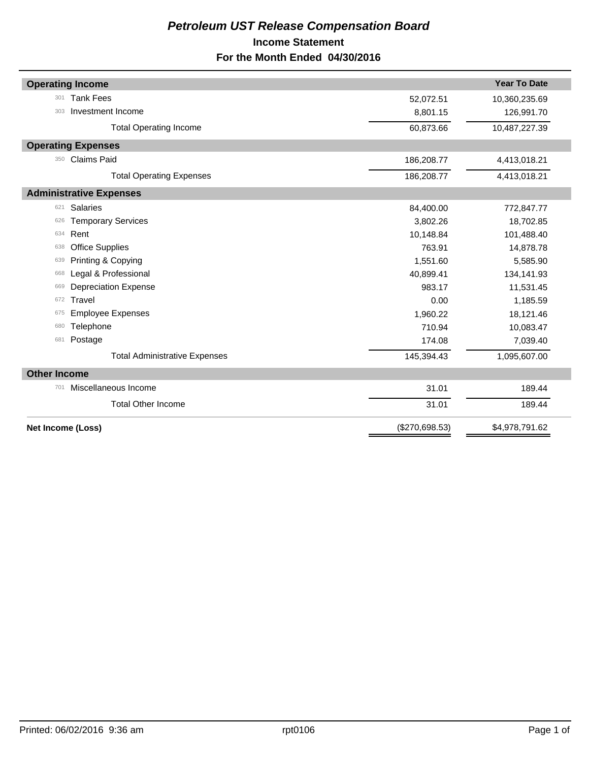# *Petroleum UST Release Compensation Board*

## Income Statement

## For the Month Ended 04/30/2016

| | | | Year To Date |
|---|---|---|---|
| **Operating Income** | | | |
| 301 | Tank Fees | 52,072.51 | 10,360,235.69 |
| 303 | Investment Income | 8,801.15 | 126,991.70 |
| | Total Operating Income | 60,873.66 | 10,487,227.39 |
| **Operating Expenses** | | | |
| 350 | Claims Paid | 186,208.77 | 4,413,018.21 |
| | Total Operating Expenses | 186,208.77 | 4,413,018.21 |
| **Administrative Expenses** | | | |
| 621 | Salaries | 84,400.00 | 772,847.77 |
| 626 | Temporary Services | 3,802.26 | 18,702.85 |
| 634 | Rent | 10,148.84 | 101,488.40 |
| 638 | Office Supplies | 763.91 | 14,878.78 |
| 639 | Printing & Copying | 1,551.60 | 5,585.90 |
| 668 | Legal & Professional | 40,899.41 | 134,141.93 |
| 669 | Depreciation Expense | 983.17 | 11,531.45 |
| 672 | Travel | 0.00 | 1,185.59 |
| 675 | Employee Expenses | 1,960.22 | 18,121.46 |
| 680 | Telephone | 710.94 | 10,083.47 |
| 681 | Postage | 174.08 | 7,039.40 |
| | Total Administrative Expenses | 145,394.43 | 1,095,607.00 |
| **Other Income** | | | |
| 701 | Miscellaneous Income | 31.01 | 189.44 |
| | Total Other Income | 31.01 | 189.44 |
| **Net Income (Loss)** | | ($270,698.53) | $4,978,791.62 |

Printed: 06/02/2016 9:36 am rpt0106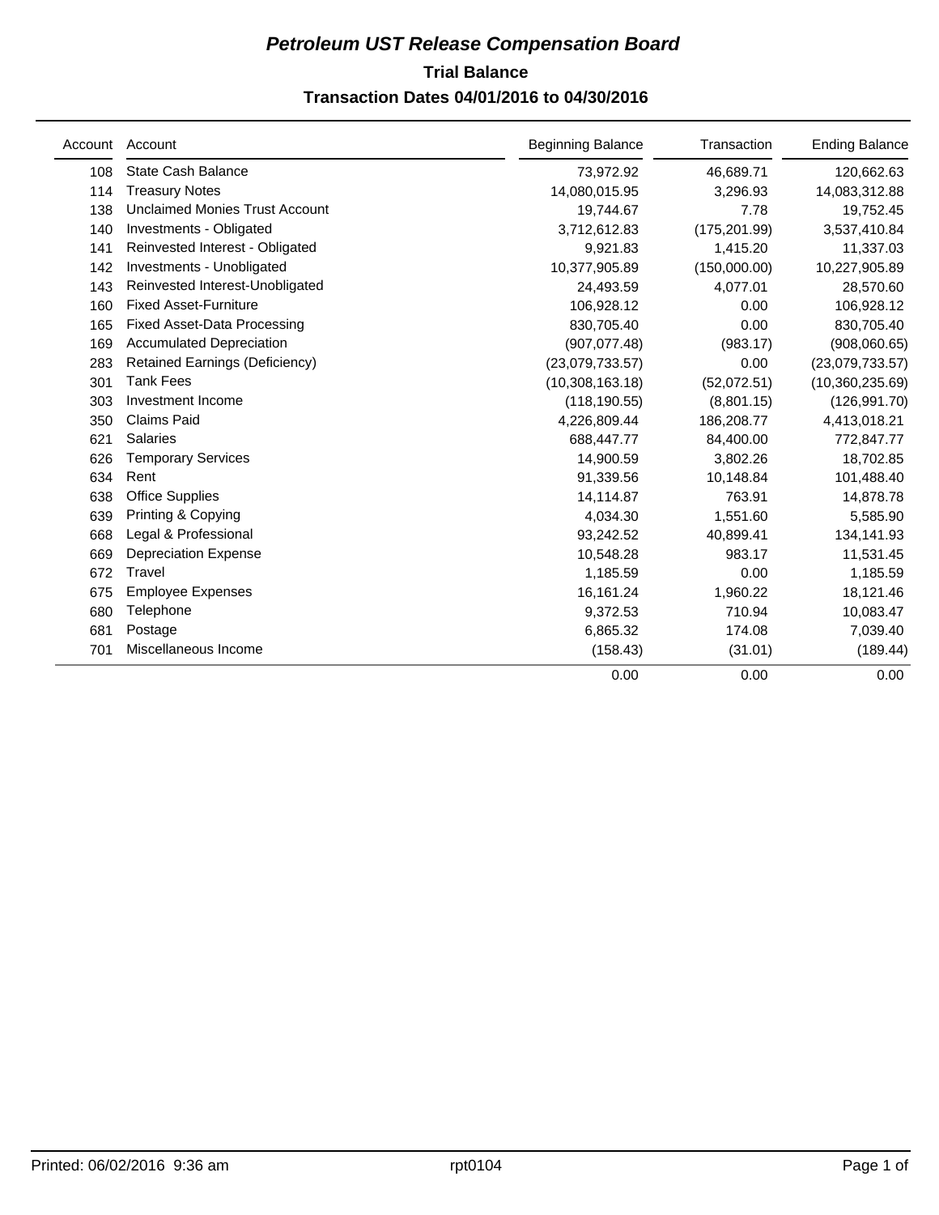# *Petroleum UST Release Compensation Board*

## Trial Balance

## Transaction Dates 04/01/2016 to 04/30/2016

| Account | Account | Beginning Balance | Transaction | Ending Balance |
|---|---|---|---|---|
| 108 | State Cash Balance | 73,972.92 | 46,689.71 | 120,662.63 |
| 114 | Treasury Notes | 14,080,015.95 | 3,296.93 | 14,083,312.88 |
| 138 | Unclaimed Monies Trust Account | 19,744.67 | 7.78 | 19,752.45 |
| 140 | Investments - Obligated | 3,712,612.83 | (175,201.99) | 3,537,410.84 |
| 141 | Reinvested Interest - Obligated | 9,921.83 | 1,415.20 | 11,337.03 |
| 142 | Investments - Unobligated | 10,377,905.89 | (150,000.00) | 10,227,905.89 |
| 143 | Reinvested Interest-Unobligated | 24,493.59 | 4,077.01 | 28,570.60 |
| 160 | Fixed Asset-Furniture | 106,928.12 | 0.00 | 106,928.12 |
| 165 | Fixed Asset-Data Processing | 830,705.40 | 0.00 | 830,705.40 |
| 169 | Accumulated Depreciation | (907,077.48) | (983.17) | (908,060.65) |
| 283 | Retained Earnings (Deficiency) | (23,079,733.57) | 0.00 | (23,079,733.57) |
| 301 | Tank Fees | (10,308,163.18) | (52,072.51) | (10,360,235.69) |
| 303 | Investment Income | (118,190.55) | (8,801.15) | (126,991.70) |
| 350 | Claims Paid | 4,226,809.44 | 186,208.77 | 4,413,018.21 |
| 621 | Salaries | 688,447.77 | 84,400.00 | 772,847.77 |
| 626 | Temporary Services | 14,900.59 | 3,802.26 | 18,702.85 |
| 634 | Rent | 91,339.56 | 10,148.84 | 101,488.40 |
| 638 | Office Supplies | 14,114.87 | 763.91 | 14,878.78 |
| 639 | Printing & Copying | 4,034.30 | 1,551.60 | 5,585.90 |
| 668 | Legal & Professional | 93,242.52 | 40,899.41 | 134,141.93 |
| 669 | Depreciation Expense | 10,548.28 | 983.17 | 11,531.45 |
| 672 | Travel | 1,185.59 | 0.00 | 1,185.59 |
| 675 | Employee Expenses | 16,161.24 | 1,960.22 | 18,121.46 |
| 680 | Telephone | 9,372.53 | 710.94 | 10,083.47 |
| 681 | Postage | 6,865.32 | 174.08 | 7,039.40 |
| 701 | Miscellaneous Income | (158.43) | (31.01) | (189.44) |
| | | 0.00 | 0.00 | 0.00 |

Printed: 06/02/2016 9:36 am rpt0104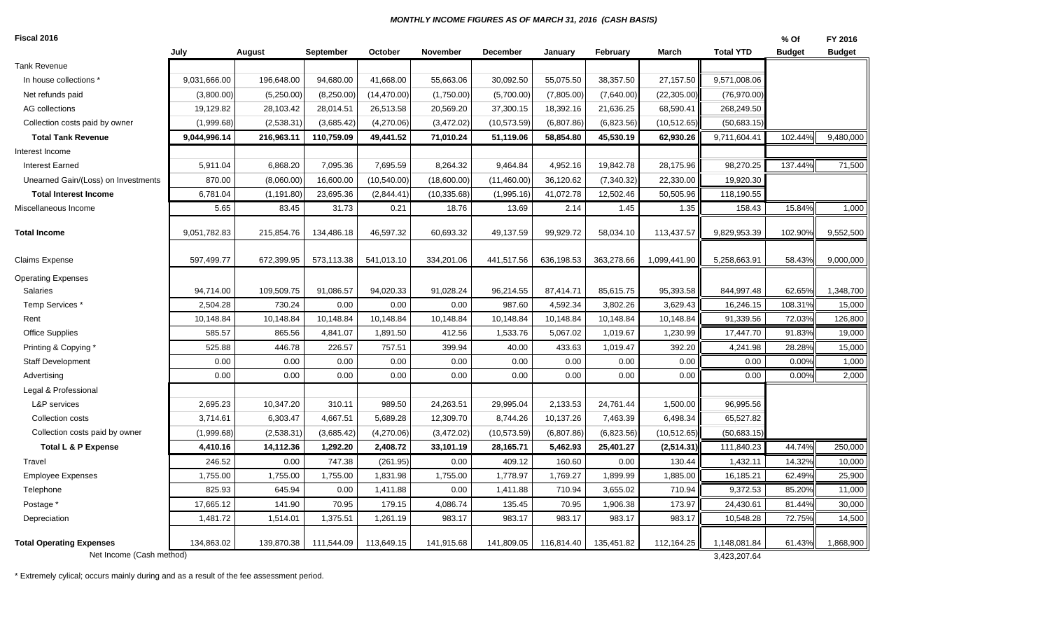***MONTHLY INCOME FIGURES AS OF MARCH 31, 2016 (CASH BASIS)***

**Fiscal 2016**

| | July | August | September | October | November | December | January | February | March | Total YTD | % Of Budget | FY 2016 Budget |
|---|---|---|---|---|---|---|---|---|---|---|---|---|
| Tank Revenue | | | | | | | | | | | | |
| In house collections * | 9,031,666.00 | 196,648.00 | 94,680.00 | 41,668.00 | 55,663.06 | 30,092.50 | 55,075.50 | 38,357.50 | 27,157.50 | 9,571,008.06 | | |
| Net refunds paid | (3,800.00) | (5,250.00) | (8,250.00) | (14,470.00) | (1,750.00) | (5,700.00) | (7,805.00) | (7,640.00) | (22,305.00) | (76,970.00) | | |
| AG collections | 19,129.82 | 28,103.42 | 28,014.51 | 26,513.58 | 20,569.20 | 37,300.15 | 18,392.16 | 21,636.25 | 68,590.41 | 268,249.50 | | |
| Collection costs paid by owner | (1,999.68) | (2,538.31) | (3,685.42) | (4,270.06) | (3,472.02) | (10,573.59) | (6,807.86) | (6,823.56) | (10,512.65) | (50,683.15) | | |
| **Total Tank Revenue** | **9,044,996.14** | **216,963.11** | **110,759.09** | **49,441.52** | **71,010.24** | **51,119.06** | **58,854.80** | **45,530.19** | **62,930.26** | 9,711,604.41 | 102.44% | 9,480,000 |
| Interest Income | | | | | | | | | | | | |
| Interest Earned | 5,911.04 | 6,868.20 | 7,095.36 | 7,695.59 | 8,264.32 | 9,464.84 | 4,952.16 | 19,842.78 | 28,175.96 | 98,270.25 | 137.44% | 71,500 |
| Unearned Gain/(Loss) on Investments | 870.00 | (8,060.00) | 16,600.00 | (10,540.00) | (18,600.00) | (11,460.00) | 36,120.62 | (7,340.32) | 22,330.00 | 19,920.30 | | |
| **Total Interest Income** | 6,781.04 | (1,191.80) | 23,695.36 | (2,844.41) | (10,335.68) | (1,995.16) | 41,072.78 | 12,502.46 | 50,505.96 | 118,190.55 | | |
| Miscellaneous Income | 5.65 | 83.45 | 31.73 | 0.21 | 18.76 | 13.69 | 2.14 | 1.45 | 1.35 | 158.43 | 15.84% | 1,000 |
| **Total Income** | 9,051,782.83 | 215,854.76 | 134,486.18 | 46,597.32 | 60,693.32 | 49,137.59 | 99,929.72 | 58,034.10 | 113,437.57 | 9,829,953.39 | 102.90% | 9,552,500 |
| Claims Expense | 597,499.77 | 672,399.95 | 573,113.38 | 541,013.10 | 334,201.06 | 441,517.56 | 636,198.53 | 363,278.66 | 1,099,441.90 | 5,258,663.91 | 58.43% | 9,000,000 |
| Operating Expenses | | | | | | | | | | | | |
| Salaries | 94,714.00 | 109,509.75 | 91,086.57 | 94,020.33 | 91,028.24 | 96,214.55 | 87,414.71 | 85,615.75 | 95,393.58 | 844,997.48 | 62.65% | 1,348,700 |
| Temp Services * | 2,504.28 | 730.24 | 0.00 | 0.00 | 0.00 | 987.60 | 4,592.34 | 3,802.26 | 3,629.43 | 16,246.15 | 108.31% | 15,000 |
| Rent | 10,148.84 | 10,148.84 | 10,148.84 | 10,148.84 | 10,148.84 | 10,148.84 | 10,148.84 | 10,148.84 | 10,148.84 | 91,339.56 | 72.03% | 126,800 |
| Office Supplies | 585.57 | 865.56 | 4,841.07 | 1,891.50 | 412.56 | 1,533.76 | 5,067.02 | 1,019.67 | 1,230.99 | 17,447.70 | 91.83% | 19,000 |
| Printing & Copying * | 525.88 | 446.78 | 226.57 | 757.51 | 399.94 | 40.00 | 433.63 | 1,019.47 | 392.20 | 4,241.98 | 28.28% | 15,000 |
| Staff Development | 0.00 | 0.00 | 0.00 | 0.00 | 0.00 | 0.00 | 0.00 | 0.00 | 0.00 | 0.00 | 0.00% | 1,000 |
| Advertising | 0.00 | 0.00 | 0.00 | 0.00 | 0.00 | 0.00 | 0.00 | 0.00 | 0.00 | 0.00 | 0.00% | 2,000 |
| Legal & Professional | | | | | | | | | | | | |
| L&P services | 2,695.23 | 10,347.20 | 310.11 | 989.50 | 24,263.51 | 29,995.04 | 2,133.53 | 24,761.44 | 1,500.00 | 96,995.56 | | |
| Collection costs | 3,714.61 | 6,303.47 | 4,667.51 | 5,689.28 | 12,309.70 | 8,744.26 | 10,137.26 | 7,463.39 | 6,498.34 | 65,527.82 | | |
| Collection costs paid by owner | (1,999.68) | (2,538.31) | (3,685.42) | (4,270.06) | (3,472.02) | (10,573.59) | (6,807.86) | (6,823.56) | (10,512.65) | (50,683.15) | | |
| **Total L & P Expense** | **4,410.16** | **14,112.36** | **1,292.20** | **2,408.72** | **33,101.19** | **28,165.71** | **5,462.93** | **25,401.27** | **(2,514.31)** | 111,840.23 | 44.74% | 250,000 |
| Travel | 246.52 | 0.00 | 747.38 | (261.95) | 0.00 | 409.12 | 160.60 | 0.00 | 130.44 | 1,432.11 | 14.32% | 10,000 |
| Employee Expenses | 1,755.00 | 1,755.00 | 1,755.00 | 1,831.98 | 1,755.00 | 1,778.97 | 1,769.27 | 1,899.99 | 1,885.00 | 16,185.21 | 62.49% | 25,900 |
| Telephone | 825.93 | 645.94 | 0.00 | 1,411.88 | 0.00 | 1,411.88 | 710.94 | 3,655.02 | 710.94 | 9,372.53 | 85.20% | 11,000 |
| Postage * | 17,665.12 | 141.90 | 70.95 | 179.15 | 4,086.74 | 135.45 | 70.95 | 1,906.38 | 173.97 | 24,430.61 | 81.44% | 30,000 |
| Depreciation | 1,481.72 | 1,514.01 | 1,375.51 | 1,261.19 | 983.17 | 983.17 | 983.17 | 983.17 | 983.17 | 10,548.28 | 72.75% | 14,500 |
| **Total Operating Expenses** | 134,863.02 | 139,870.38 | 111,544.09 | 113,649.15 | 141,915.68 | 141,809.05 | 116,814.40 | 135,451.82 | 112,164.25 | 1,148,081.84 | 61.43% | 1,868,900 |
| Net Income (Cash method) | | | | | | | | | | 3,423,207.64 | | |

\* Extremely cylical; occurs mainly during and as a result of the fee assessment period.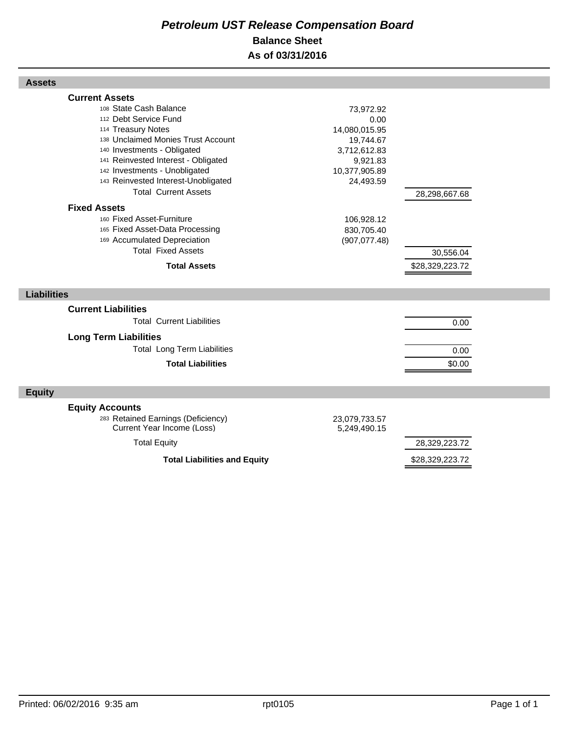# *Petroleum UST Release Compensation Board*

## Balance Sheet

## As of 03/31/2016

| | | |
|---|---|---|
| **Assets** | | |
| **Current Assets** | | |
| 108 State Cash Balance | 73,972.92 | |
| 112 Debt Service Fund | 0.00 | |
| 114 Treasury Notes | 14,080,015.95 | |
| 138 Unclaimed Monies Trust Account | 19,744.67 | |
| 140 Investments - Obligated | 3,712,612.83 | |
| 141 Reinvested Interest - Obligated | 9,921.83 | |
| 142 Investments - Unobligated | 10,377,905.89 | |
| 143 Reinvested Interest-Unobligated | 24,493.59 | |
| Total Current Assets | | 28,298,667.68 |
| **Fixed Assets** | | |
| 160 Fixed Asset-Furniture | 106,928.12 | |
| 165 Fixed Asset-Data Processing | 830,705.40 | |
| 169 Accumulated Depreciation | (907,077.48) | |
| Total Fixed Assets | | 30,556.04 |
| **Total Assets** | | $28,329,223.72 |
| **Liabilities** | | |
| **Current Liabilities** | | |
| Total Current Liabilities | | 0.00 |
| **Long Term Liabilities** | | |
| Total Long Term Liabilities | | 0.00 |
| **Total Liabilities** | | $0.00 |
| **Equity** | | |
| **Equity Accounts** | | |
| 283 Retained Earnings (Deficiency) | 23,079,733.57 | |
| Current Year Income (Loss) | 5,249,490.15 | |
| Total Equity | | 28,329,223.72 |
| **Total Liabilities and Equity** | | $28,329,223.72 |

Printed: 06/02/2016 9:35 am rpt0105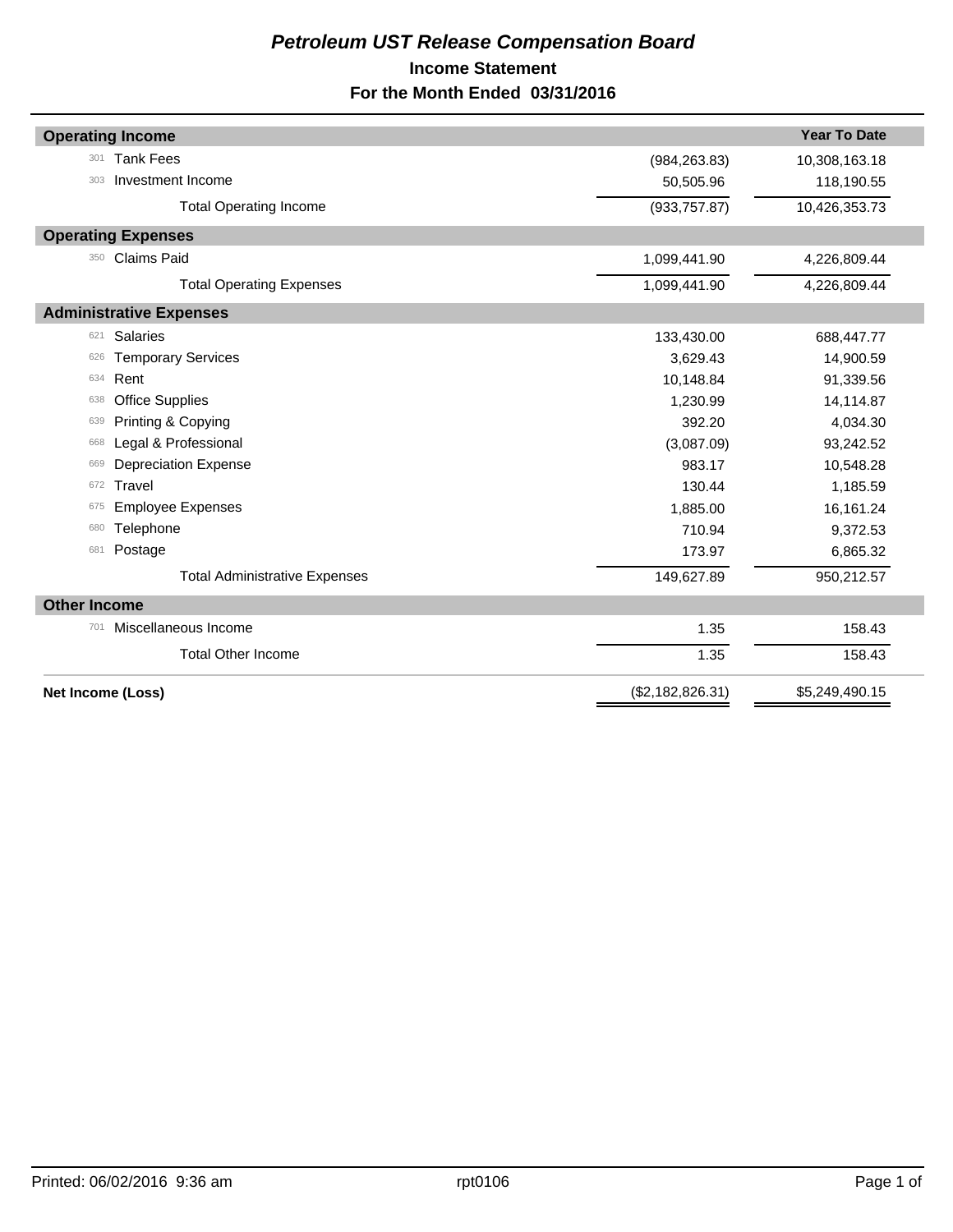# *Petroleum UST Release Compensation Board*

## Income Statement

### For the Month Ended 03/31/2016

| | | | Year To Date |
|---|---|---|---|
| **Operating Income** | | | |
| 301 | Tank Fees | (984,263.83) | 10,308,163.18 |
| 303 | Investment Income | 50,505.96 | 118,190.55 |
| | Total Operating Income | (933,757.87) | 10,426,353.73 |
| **Operating Expenses** | | | |
| 350 | Claims Paid | 1,099,441.90 | 4,226,809.44 |
| | Total Operating Expenses | 1,099,441.90 | 4,226,809.44 |
| **Administrative Expenses** | | | |
| 621 | Salaries | 133,430.00 | 688,447.77 |
| 626 | Temporary Services | 3,629.43 | 14,900.59 |
| 634 | Rent | 10,148.84 | 91,339.56 |
| 638 | Office Supplies | 1,230.99 | 14,114.87 |
| 639 | Printing & Copying | 392.20 | 4,034.30 |
| 668 | Legal & Professional | (3,087.09) | 93,242.52 |
| 669 | Depreciation Expense | 983.17 | 10,548.28 |
| 672 | Travel | 130.44 | 1,185.59 |
| 675 | Employee Expenses | 1,885.00 | 16,161.24 |
| 680 | Telephone | 710.94 | 9,372.53 |
| 681 | Postage | 173.97 | 6,865.32 |
| | Total Administrative Expenses | 149,627.89 | 950,212.57 |
| **Other Income** | | | |
| 701 | Miscellaneous Income | 1.35 | 158.43 |
| | Total Other Income | 1.35 | 158.43 |
| **Net Income (Loss)** | | ($2,182,826.31) | $5,249,490.15 |

Printed: 06/02/2016 9:36 am rpt0106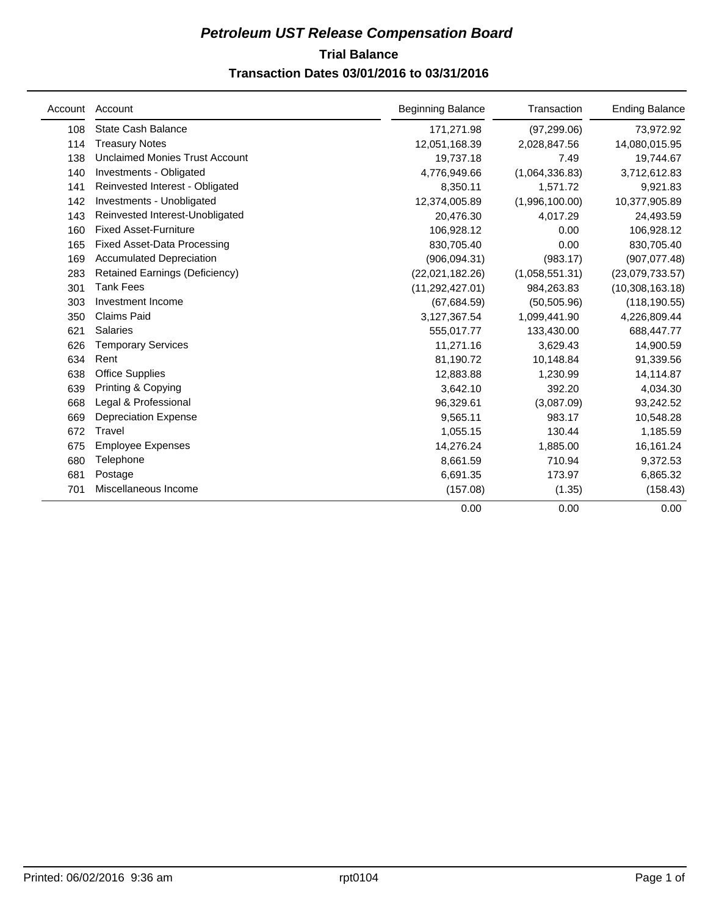# *Petroleum UST Release Compensation Board*

## Trial Balance

## Transaction Dates 03/01/2016 to 03/31/2016

| Account | Account | Beginning Balance | Transaction | Ending Balance |
|---|---|---|---|---|
| 108 | State Cash Balance | 171,271.98 | (97,299.06) | 73,972.92 |
| 114 | Treasury Notes | 12,051,168.39 | 2,028,847.56 | 14,080,015.95 |
| 138 | Unclaimed Monies Trust Account | 19,737.18 | 7.49 | 19,744.67 |
| 140 | Investments - Obligated | 4,776,949.66 | (1,064,336.83) | 3,712,612.83 |
| 141 | Reinvested Interest - Obligated | 8,350.11 | 1,571.72 | 9,921.83 |
| 142 | Investments - Unobligated | 12,374,005.89 | (1,996,100.00) | 10,377,905.89 |
| 143 | Reinvested Interest-Unobligated | 20,476.30 | 4,017.29 | 24,493.59 |
| 160 | Fixed Asset-Furniture | 106,928.12 | 0.00 | 106,928.12 |
| 165 | Fixed Asset-Data Processing | 830,705.40 | 0.00 | 830,705.40 |
| 169 | Accumulated Depreciation | (906,094.31) | (983.17) | (907,077.48) |
| 283 | Retained Earnings (Deficiency) | (22,021,182.26) | (1,058,551.31) | (23,079,733.57) |
| 301 | Tank Fees | (11,292,427.01) | 984,263.83 | (10,308,163.18) |
| 303 | Investment Income | (67,684.59) | (50,505.96) | (118,190.55) |
| 350 | Claims Paid | 3,127,367.54 | 1,099,441.90 | 4,226,809.44 |
| 621 | Salaries | 555,017.77 | 133,430.00 | 688,447.77 |
| 626 | Temporary Services | 11,271.16 | 3,629.43 | 14,900.59 |
| 634 | Rent | 81,190.72 | 10,148.84 | 91,339.56 |
| 638 | Office Supplies | 12,883.88 | 1,230.99 | 14,114.87 |
| 639 | Printing & Copying | 3,642.10 | 392.20 | 4,034.30 |
| 668 | Legal & Professional | 96,329.61 | (3,087.09) | 93,242.52 |
| 669 | Depreciation Expense | 9,565.11 | 983.17 | 10,548.28 |
| 672 | Travel | 1,055.15 | 130.44 | 1,185.59 |
| 675 | Employee Expenses | 14,276.24 | 1,885.00 | 16,161.24 |
| 680 | Telephone | 8,661.59 | 710.94 | 9,372.53 |
| 681 | Postage | 6,691.35 | 173.97 | 6,865.32 |
| 701 | Miscellaneous Income | (157.08) | (1.35) | (158.43) |
| | | 0.00 | 0.00 | 0.00 |

Printed: 06/02/2016 9:36 am rpt0104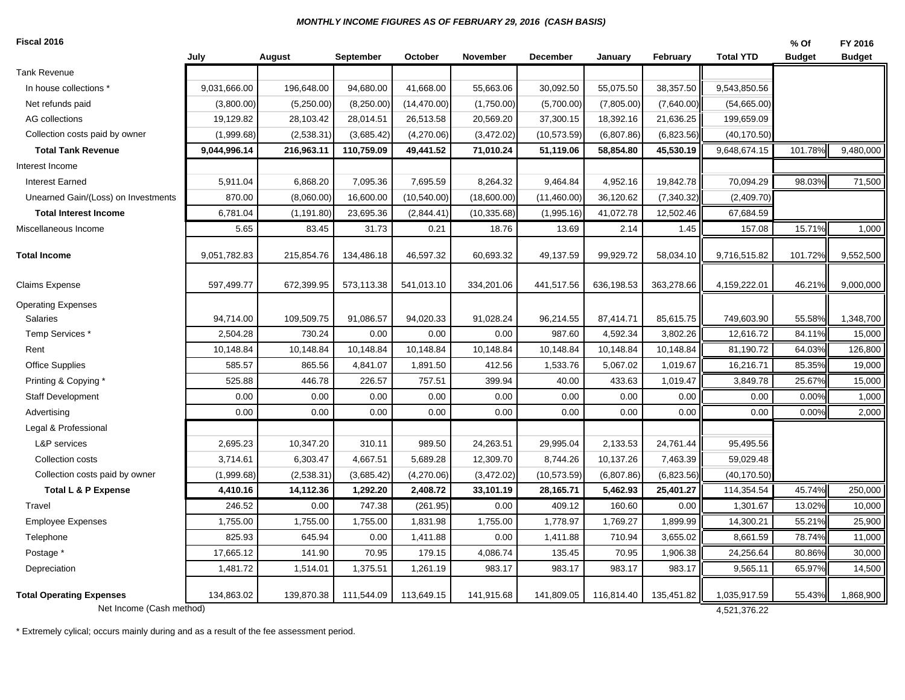***MONTHLY INCOME FIGURES AS OF FEBRUARY 29, 2016 (CASH BASIS)***

| Fiscal 2016 | July | August | September | October | November | December | January | February | Total YTD | % Of Budget | FY 2016 Budget |
|---|---|---|---|---|---|---|---|---|---|---|---|
| Tank Revenue | | | | | | | | | | | |
| In house collections * | 9,031,666.00 | 196,648.00 | 94,680.00 | 41,668.00 | 55,663.06 | 30,092.50 | 55,075.50 | 38,357.50 | 9,543,850.56 | | |
| Net refunds paid | (3,800.00) | (5,250.00) | (8,250.00) | (14,470.00) | (1,750.00) | (5,700.00) | (7,805.00) | (7,640.00) | (54,665.00) | | |
| AG collections | 19,129.82 | 28,103.42 | 28,014.51 | 26,513.58 | 20,569.20 | 37,300.15 | 18,392.16 | 21,636.25 | 199,659.09 | | |
| Collection costs paid by owner | (1,999.68) | (2,538.31) | (3,685.42) | (4,270.06) | (3,472.02) | (10,573.59) | (6,807.86) | (6,823.56) | (40,170.50) | | |
| **Total Tank Revenue** | **9,044,996.14** | **216,963.11** | **110,759.09** | **49,441.52** | **71,010.24** | **51,119.06** | **58,854.80** | **45,530.19** | 9,648,674.15 | 101.78% | 9,480,000 |
| Interest Income | | | | | | | | | | | |
| Interest Earned | 5,911.04 | 6,868.20 | 7,095.36 | 7,695.59 | 8,264.32 | 9,464.84 | 4,952.16 | 19,842.78 | 70,094.29 | 98.03% | 71,500 |
| Unearned Gain/(Loss) on Investments | 870.00 | (8,060.00) | 16,600.00 | (10,540.00) | (18,600.00) | (11,460.00) | 36,120.62 | (7,340.32) | (2,409.70) | | |
| **Total Interest Income** | 6,781.04 | (1,191.80) | 23,695.36 | (2,844.41) | (10,335.68) | (1,995.16) | 41,072.78 | 12,502.46 | 67,684.59 | | |
| Miscellaneous Income | 5.65 | 83.45 | 31.73 | 0.21 | 18.76 | 13.69 | 2.14 | 1.45 | 157.08 | 15.71% | 1,000 |
| **Total Income** | 9,051,782.83 | 215,854.76 | 134,486.18 | 46,597.32 | 60,693.32 | 49,137.59 | 99,929.72 | 58,034.10 | 9,716,515.82 | 101.72% | 9,552,500 |
| Claims Expense | 597,499.77 | 672,399.95 | 573,113.38 | 541,013.10 | 334,201.06 | 441,517.56 | 636,198.53 | 363,278.66 | 4,159,222.01 | 46.21% | 9,000,000 |
| Operating Expenses | | | | | | | | | | | |
| Salaries | 94,714.00 | 109,509.75 | 91,086.57 | 94,020.33 | 91,028.24 | 96,214.55 | 87,414.71 | 85,615.75 | 749,603.90 | 55.58% | 1,348,700 |
| Temp Services * | 2,504.28 | 730.24 | 0.00 | 0.00 | 0.00 | 987.60 | 4,592.34 | 3,802.26 | 12,616.72 | 84.11% | 15,000 |
| Rent | 10,148.84 | 10,148.84 | 10,148.84 | 10,148.84 | 10,148.84 | 10,148.84 | 10,148.84 | 10,148.84 | 81,190.72 | 64.03% | 126,800 |
| Office Supplies | 585.57 | 865.56 | 4,841.07 | 1,891.50 | 412.56 | 1,533.76 | 5,067.02 | 1,019.67 | 16,216.71 | 85.35% | 19,000 |
| Printing & Copying * | 525.88 | 446.78 | 226.57 | 757.51 | 399.94 | 40.00 | 433.63 | 1,019.47 | 3,849.78 | 25.67% | 15,000 |
| Staff Development | 0.00 | 0.00 | 0.00 | 0.00 | 0.00 | 0.00 | 0.00 | 0.00 | 0.00 | 0.00% | 1,000 |
| Advertising | 0.00 | 0.00 | 0.00 | 0.00 | 0.00 | 0.00 | 0.00 | 0.00 | 0.00 | 0.00% | 2,000 |
| Legal & Professional | | | | | | | | | | | |
| L&P services | 2,695.23 | 10,347.20 | 310.11 | 989.50 | 24,263.51 | 29,995.04 | 2,133.53 | 24,761.44 | 95,495.56 | | |
| Collection costs | 3,714.61 | 6,303.47 | 4,667.51 | 5,689.28 | 12,309.70 | 8,744.26 | 10,137.26 | 7,463.39 | 59,029.48 | | |
| Collection costs paid by owner | (1,999.68) | (2,538.31) | (3,685.42) | (4,270.06) | (3,472.02) | (10,573.59) | (6,807.86) | (6,823.56) | (40,170.50) | | |
| **Total L & P Expense** | **4,410.16** | **14,112.36** | **1,292.20** | **2,408.72** | **33,101.19** | **28,165.71** | **5,462.93** | **25,401.27** | 114,354.54 | 45.74% | 250,000 |
| Travel | 246.52 | 0.00 | 747.38 | (261.95) | 0.00 | 409.12 | 160.60 | 0.00 | 1,301.67 | 13.02% | 10,000 |
| Employee Expenses | 1,755.00 | 1,755.00 | 1,755.00 | 1,831.98 | 1,755.00 | 1,778.97 | 1,769.27 | 1,899.99 | 14,300.21 | 55.21% | 25,900 |
| Telephone | 825.93 | 645.94 | 0.00 | 1,411.88 | 0.00 | 1,411.88 | 710.94 | 3,655.02 | 8,661.59 | 78.74% | 11,000 |
| Postage * | 17,665.12 | 141.90 | 70.95 | 179.15 | 4,086.74 | 135.45 | 70.95 | 1,906.38 | 24,256.64 | 80.86% | 30,000 |
| Depreciation | 1,481.72 | 1,514.01 | 1,375.51 | 1,261.19 | 983.17 | 983.17 | 983.17 | 983.17 | 9,565.11 | 65.97% | 14,500 |
| **Total Operating Expenses** | 134,863.02 | 139,870.38 | 111,544.09 | 113,649.15 | 141,915.68 | 141,809.05 | 116,814.40 | 135,451.82 | 1,035,917.59 | 55.43% | 1,868,900 |
| Net Income (Cash method) | | | | | | | | | 4,521,376.22 | | |

\* Extremely cylical; occurs mainly during and as a result of the fee assessment period.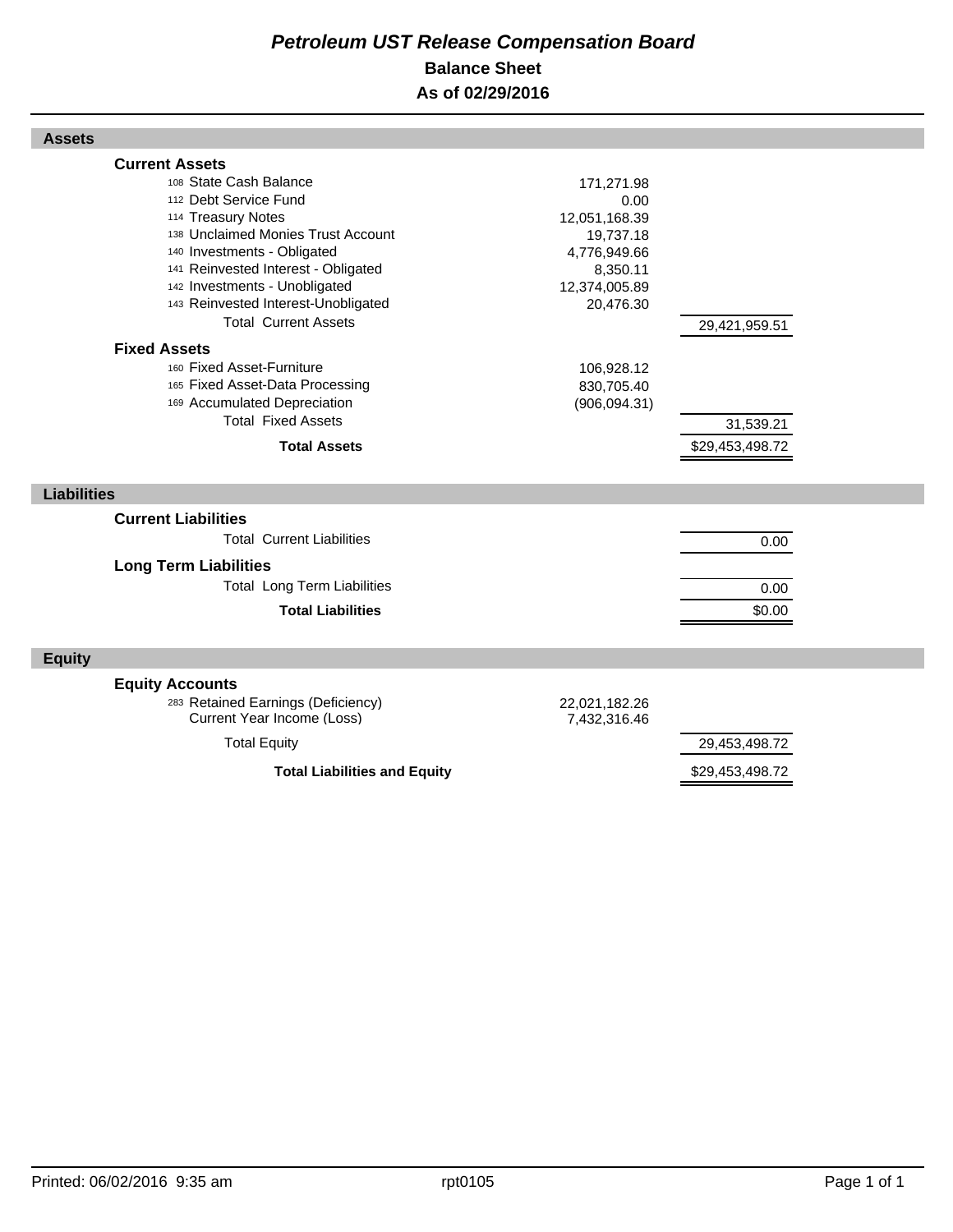# *Petroleum UST Release Compensation Board*

## Balance Sheet

## As of 02/29/2016

### Assets

| | | |
|---|---|---|
| **Current Assets** | | |
| 108 State Cash Balance | 171,271.98 | |
| 112 Debt Service Fund | 0.00 | |
| 114 Treasury Notes | 12,051,168.39 | |
| 138 Unclaimed Monies Trust Account | 19,737.18 | |
| 140 Investments - Obligated | 4,776,949.66 | |
| 141 Reinvested Interest - Obligated | 8,350.11 | |
| 142 Investments - Unobligated | 12,374,005.89 | |
| 143 Reinvested Interest-Unobligated | 20,476.30 | |
| Total Current Assets | | 29,421,959.51 |
| **Fixed Assets** | | |
| 160 Fixed Asset-Furniture | 106,928.12 | |
| 165 Fixed Asset-Data Processing | 830,705.40 | |
| 169 Accumulated Depreciation | (906,094.31) | |
| Total Fixed Assets | | 31,539.21 |
| **Total Assets** | | $29,453,498.72 |

### Liabilities

| | | |
|---|---|---|
| **Current Liabilities** | | |
| Total Current Liabilities | | 0.00 |
| **Long Term Liabilities** | | |
| Total Long Term Liabilities | | 0.00 |
| **Total Liabilities** | | $0.00 |

### Equity

| | | |
|---|---|---|
| **Equity Accounts** | | |
| 283 Retained Earnings (Deficiency) | 22,021,182.26 | |
| Current Year Income (Loss) | 7,432,316.46 | |
| Total Equity | | 29,453,498.72 |
| **Total Liabilities and Equity** | | $29,453,498.72 |

Printed: 06/02/2016 9:35 am rpt0105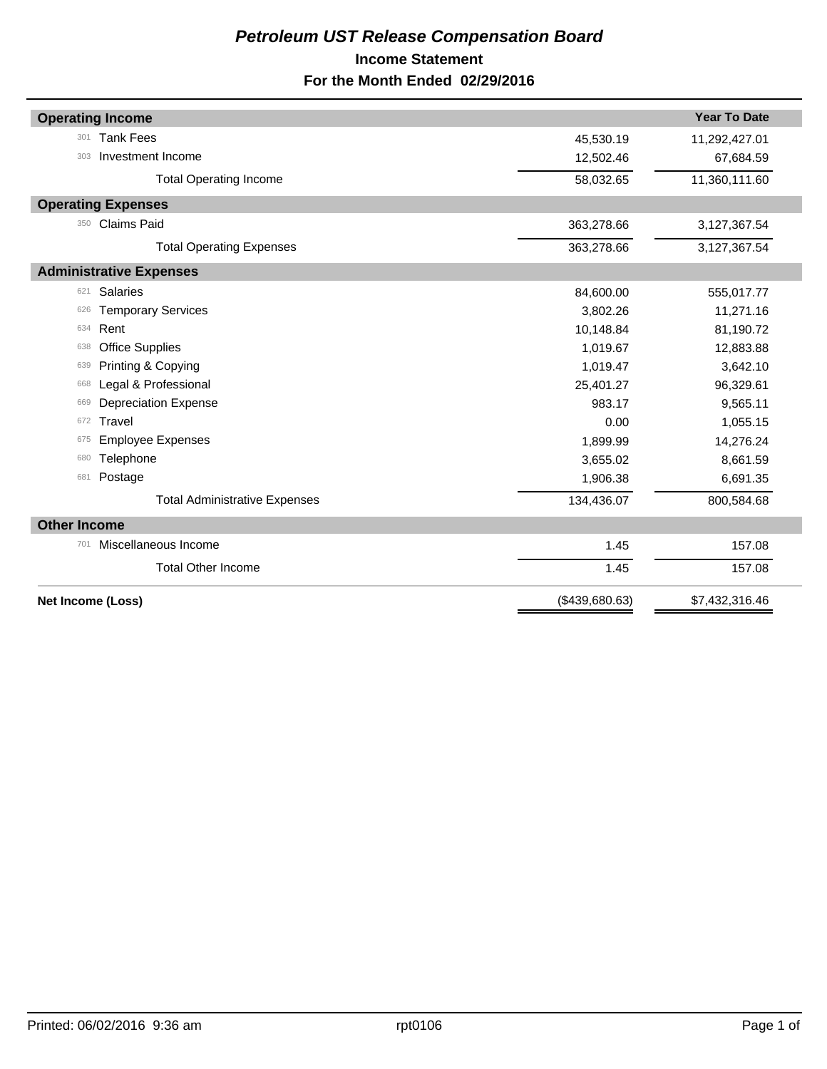# *Petroleum UST Release Compensation Board*

## Income Statement

## For the Month Ended 02/29/2016

| | | | Year To Date |
|---|---|---|---|
| **Operating Income** | | | |
| 301 | Tank Fees | 45,530.19 | 11,292,427.01 |
| 303 | Investment Income | 12,502.46 | 67,684.59 |
| | Total Operating Income | 58,032.65 | 11,360,111.60 |
| **Operating Expenses** | | | |
| 350 | Claims Paid | 363,278.66 | 3,127,367.54 |
| | Total Operating Expenses | 363,278.66 | 3,127,367.54 |
| **Administrative Expenses** | | | |
| 621 | Salaries | 84,600.00 | 555,017.77 |
| 626 | Temporary Services | 3,802.26 | 11,271.16 |
| 634 | Rent | 10,148.84 | 81,190.72 |
| 638 | Office Supplies | 1,019.67 | 12,883.88 |
| 639 | Printing & Copying | 1,019.47 | 3,642.10 |
| 668 | Legal & Professional | 25,401.27 | 96,329.61 |
| 669 | Depreciation Expense | 983.17 | 9,565.11 |
| 672 | Travel | 0.00 | 1,055.15 |
| 675 | Employee Expenses | 1,899.99 | 14,276.24 |
| 680 | Telephone | 3,655.02 | 8,661.59 |
| 681 | Postage | 1,906.38 | 6,691.35 |
| | Total Administrative Expenses | 134,436.07 | 800,584.68 |
| **Other Income** | | | |
| 701 | Miscellaneous Income | 1.45 | 157.08 |
| | Total Other Income | 1.45 | 157.08 |
| **Net Income (Loss)** | | ($439,680.63) | $7,432,316.46 |

Printed: 06/02/2016 9:36 am rpt0106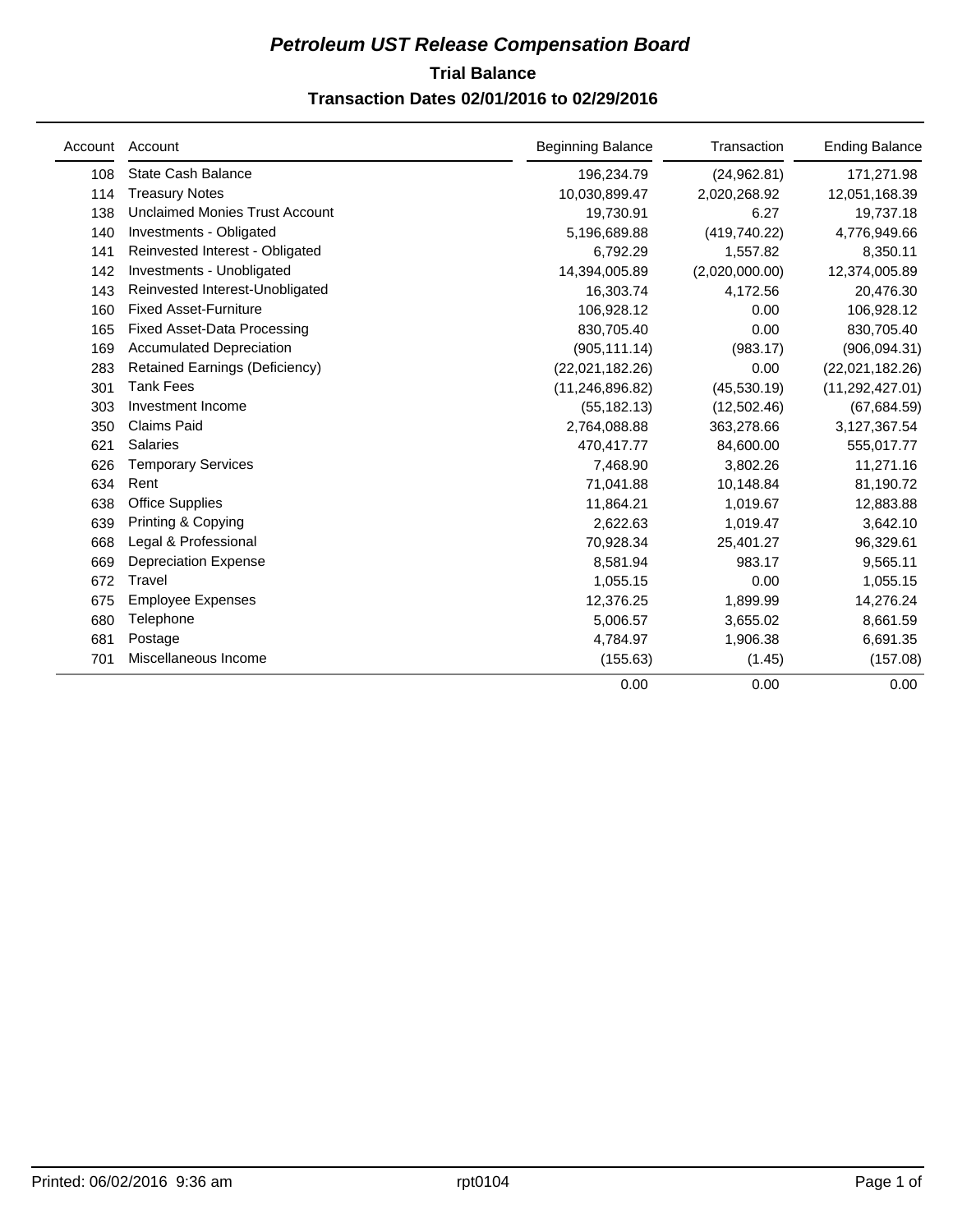# *Petroleum UST Release Compensation Board*

## Trial Balance

### Transaction Dates 02/01/2016 to 02/29/2016

| Account | Account | Beginning Balance | Transaction | Ending Balance |
|---|---|---|---|---|
| 108 | State Cash Balance | 196,234.79 | (24,962.81) | 171,271.98 |
| 114 | Treasury Notes | 10,030,899.47 | 2,020,268.92 | 12,051,168.39 |
| 138 | Unclaimed Monies Trust Account | 19,730.91 | 6.27 | 19,737.18 |
| 140 | Investments - Obligated | 5,196,689.88 | (419,740.22) | 4,776,949.66 |
| 141 | Reinvested Interest - Obligated | 6,792.29 | 1,557.82 | 8,350.11 |
| 142 | Investments - Unobligated | 14,394,005.89 | (2,020,000.00) | 12,374,005.89 |
| 143 | Reinvested Interest-Unobligated | 16,303.74 | 4,172.56 | 20,476.30 |
| 160 | Fixed Asset-Furniture | 106,928.12 | 0.00 | 106,928.12 |
| 165 | Fixed Asset-Data Processing | 830,705.40 | 0.00 | 830,705.40 |
| 169 | Accumulated Depreciation | (905,111.14) | (983.17) | (906,094.31) |
| 283 | Retained Earnings (Deficiency) | (22,021,182.26) | 0.00 | (22,021,182.26) |
| 301 | Tank Fees | (11,246,896.82) | (45,530.19) | (11,292,427.01) |
| 303 | Investment Income | (55,182.13) | (12,502.46) | (67,684.59) |
| 350 | Claims Paid | 2,764,088.88 | 363,278.66 | 3,127,367.54 |
| 621 | Salaries | 470,417.77 | 84,600.00 | 555,017.77 |
| 626 | Temporary Services | 7,468.90 | 3,802.26 | 11,271.16 |
| 634 | Rent | 71,041.88 | 10,148.84 | 81,190.72 |
| 638 | Office Supplies | 11,864.21 | 1,019.67 | 12,883.88 |
| 639 | Printing & Copying | 2,622.63 | 1,019.47 | 3,642.10 |
| 668 | Legal & Professional | 70,928.34 | 25,401.27 | 96,329.61 |
| 669 | Depreciation Expense | 8,581.94 | 983.17 | 9,565.11 |
| 672 | Travel | 1,055.15 | 0.00 | 1,055.15 |
| 675 | Employee Expenses | 12,376.25 | 1,899.99 | 14,276.24 |
| 680 | Telephone | 5,006.57 | 3,655.02 | 8,661.59 |
| 681 | Postage | 4,784.97 | 1,906.38 | 6,691.35 |
| 701 | Miscellaneous Income | (155.63) | (1.45) | (157.08) |
| | | 0.00 | 0.00 | 0.00 |

Printed: 06/02/2016 9:36 am rpt0104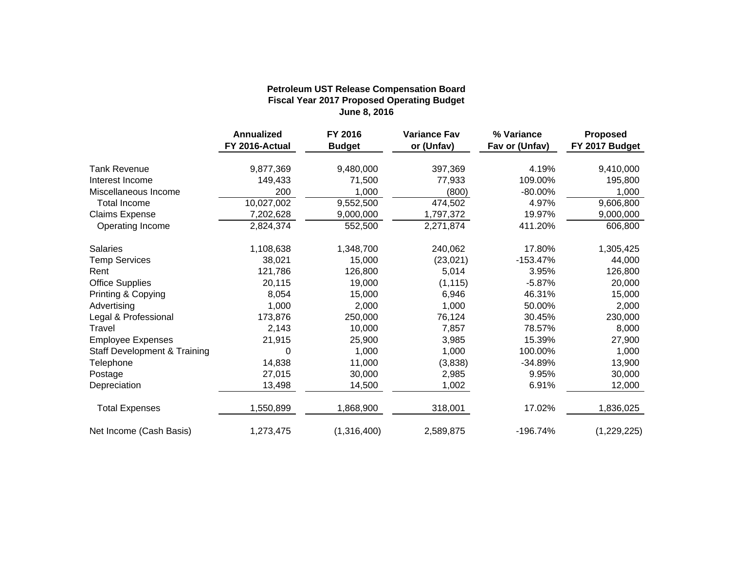**Petroleum UST Release Compensation Board**
**Fiscal Year 2017 Proposed Operating Budget**
**June 8, 2016**

| | Annualized FY 2016-Actual | FY 2016 Budget | Variance Fav or (Unfav) | % Variance Fav or (Unfav) | Proposed FY 2017 Budget |
|---|---|---|---|---|---|
| Tank Revenue | 9,877,369 | 9,480,000 | 397,369 | 4.19% | 9,410,000 |
| Interest Income | 149,433 | 71,500 | 77,933 | 109.00% | 195,800 |
| Miscellaneous Income | 200 | 1,000 | (800) | -80.00% | 1,000 |
| Total Income | 10,027,002 | 9,552,500 | 474,502 | 4.97% | 9,606,800 |
| Claims Expense | 7,202,628 | 9,000,000 | 1,797,372 | 19.97% | 9,000,000 |
| Operating Income | 2,824,374 | 552,500 | 2,271,874 | 411.20% | 606,800 |
| | | | | | |
| Salaries | 1,108,638 | 1,348,700 | 240,062 | 17.80% | 1,305,425 |
| Temp Services | 38,021 | 15,000 | (23,021) | -153.47% | 44,000 |
| Rent | 121,786 | 126,800 | 5,014 | 3.95% | 126,800 |
| Office Supplies | 20,115 | 19,000 | (1,115) | -5.87% | 20,000 |
| Printing & Copying | 8,054 | 15,000 | 6,946 | 46.31% | 15,000 |
| Advertising | 1,000 | 2,000 | 1,000 | 50.00% | 2,000 |
| Legal & Professional | 173,876 | 250,000 | 76,124 | 30.45% | 230,000 |
| Travel | 2,143 | 10,000 | 7,857 | 78.57% | 8,000 |
| Employee Expenses | 21,915 | 25,900 | 3,985 | 15.39% | 27,900 |
| Staff Development & Training | 0 | 1,000 | 1,000 | 100.00% | 1,000 |
| Telephone | 14,838 | 11,000 | (3,838) | -34.89% | 13,900 |
| Postage | 27,015 | 30,000 | 2,985 | 9.95% | 30,000 |
| Depreciation | 13,498 | 14,500 | 1,002 | 6.91% | 12,000 |
| | | | | | |
| Total Expenses | 1,550,899 | 1,868,900 | 318,001 | 17.02% | 1,836,025 |
| | | | | | |
| Net Income (Cash Basis) | 1,273,475 | (1,316,400) | 2,589,875 | -196.74% | (1,229,225) |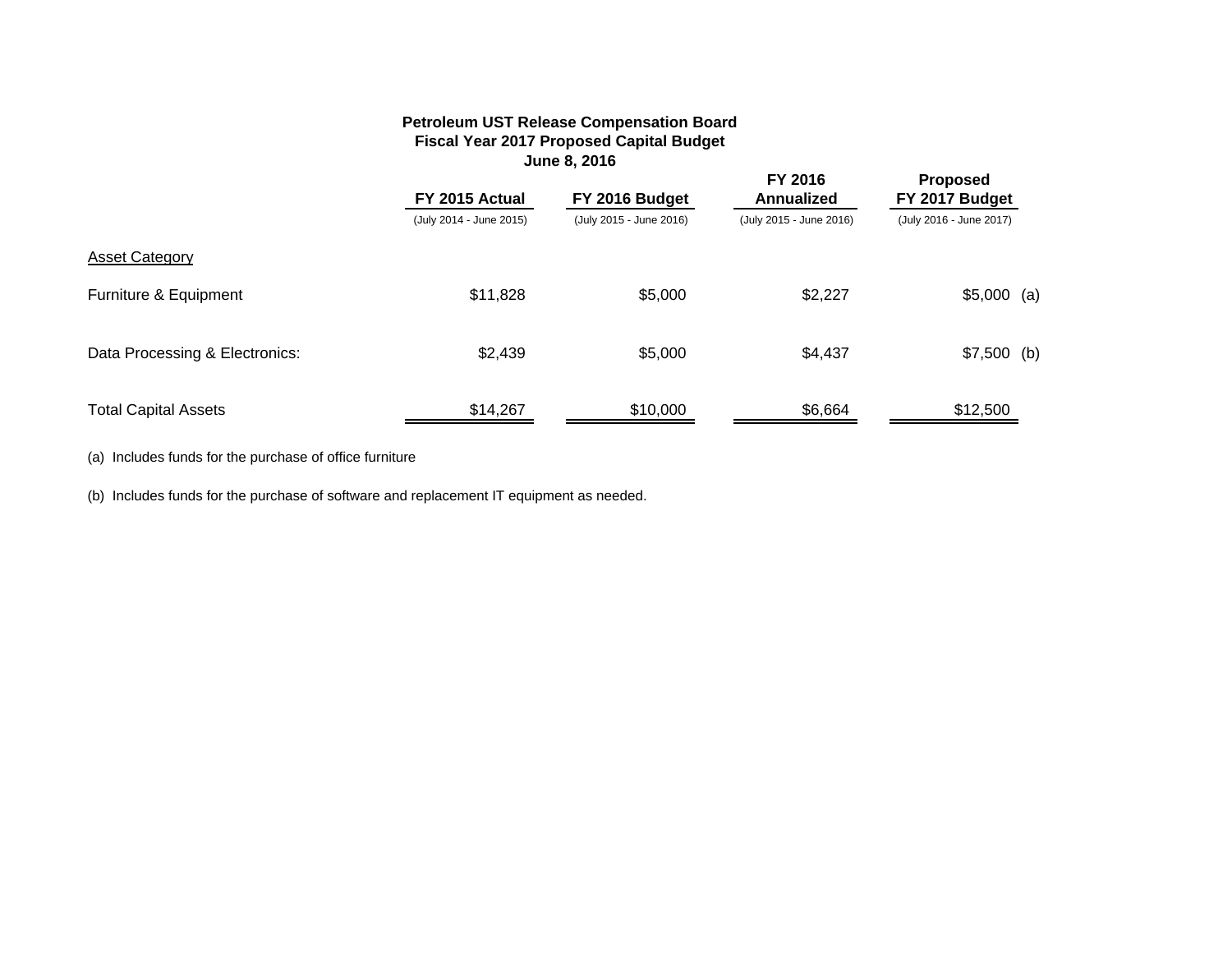**Petroleum UST Release Compensation Board**
**Fiscal Year 2017 Proposed Capital Budget**
**June 8, 2016**

| | FY 2015 Actual (July 2014 - June 2015) | FY 2016 Budget (July 2015 - June 2016) | FY 2016 Annualized (July 2015 - June 2016) | Proposed FY 2017 Budget (July 2016 - June 2017) |
|---|---|---|---|---|
| Asset Category | | | | |
| Furniture & Equipment | $11,828 | $5,000 | $2,227 | $5,000 (a) |
| Data Processing & Electronics: | $2,439 | $5,000 | $4,437 | $7,500 (b) |
| Total Capital Assets | $14,267 | $10,000 | $6,664 | $12,500 |

(a) Includes funds for the purchase of office furniture

(b) Includes funds for the purchase of software and replacement IT equipment as needed.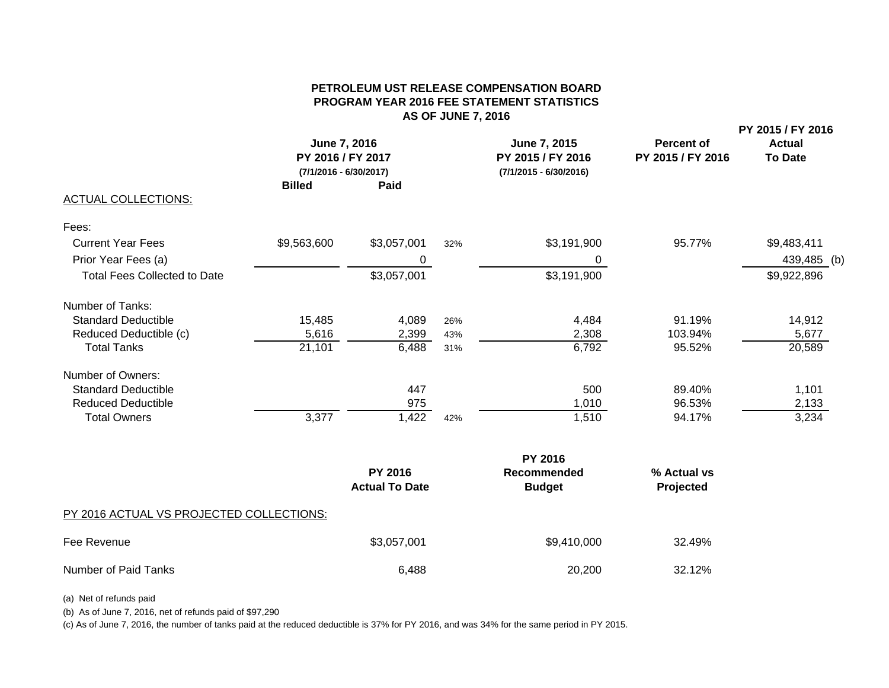# PETROLEUM UST RELEASE COMPENSATION BOARD
## PROGRAM YEAR 2016 FEE STATEMENT STATISTICS
### AS OF JUNE 7, 2016

| | June 7, 2016 PY 2016 / FY 2017 (7/1/2016 - 6/30/2017) Billed | Paid | | June 7, 2015 PY 2015 / FY 2016 (7/1/2015 - 6/30/2016) | Percent of PY 2015 / FY 2016 | PY 2015 / FY 2016 Actual To Date |
|---|---|---|---|---|---|---|
| ACTUAL COLLECTIONS: | | | | | | |
| Fees: | | | | | | |
| Current Year Fees | $9,563,600 | $3,057,001 | 32% | $3,191,900 | 95.77% | $9,483,411 |
| Prior Year Fees (a) | | 0 | | 0 | | 439,485 (b) |
| Total Fees Collected to Date | | $3,057,001 | | $3,191,900 | | $9,922,896 |
| Number of Tanks: | | | | | | |
| Standard Deductible | 15,485 | 4,089 | 26% | 4,484 | 91.19% | 14,912 |
| Reduced Deductible (c) | 5,616 | 2,399 | 43% | 2,308 | 103.94% | 5,677 |
| Total Tanks | 21,101 | 6,488 | 31% | 6,792 | 95.52% | 20,589 |
| Number of Owners: | | | | | | |
| Standard Deductible | | 447 | | 500 | 89.40% | 1,101 |
| Reduced Deductible | | 975 | | 1,010 | 96.53% | 2,133 |
| Total Owners | 3,377 | 1,422 | 42% | 1,510 | 94.17% | 3,234 |

| PY 2016 ACTUAL VS PROJECTED COLLECTIONS: | PY 2016 Actual To Date | PY 2016 Recommended Budget | % Actual vs Projected |
|---|---|---|---|
| Fee Revenue | $3,057,001 | $9,410,000 | 32.49% |
| Number of Paid Tanks | 6,488 | 20,200 | 32.12% |

(a) Net of refunds paid

(b) As of June 7, 2016, net of refunds paid of $97,290

(c) As of June 7, 2016, the number of tanks paid at the reduced deductible is 37% for PY 2016, and was 34% for the same period in PY 2015.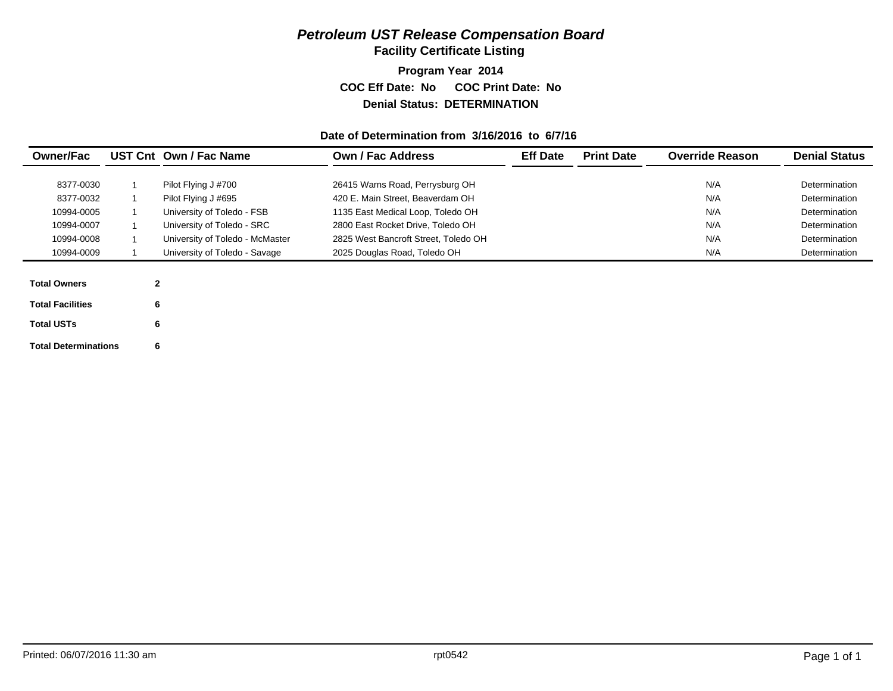# *Petroleum UST Release Compensation Board*

## Facility Certificate Listing

**Program Year 2014**

**COC Eff Date: No  COC Print Date: No**

**Denial Status: DETERMINATION**

**Date of Determination from 3/16/2016 to 6/7/16**

| Owner/Fac | UST Cnt | Own / Fac Name | Own / Fac Address | Eff Date | Print Date | Override Reason | Denial Status |
|---|---|---|---|---|---|---|---|
| 8377-0030 | 1 | Pilot Flying J #700 | 26415 Warns Road, Perrysburg OH | | | N/A | Determination |
| 8377-0032 | 1 | Pilot Flying J #695 | 420 E. Main Street, Beaverdam OH | | | N/A | Determination |
| 10994-0005 | 1 | University of Toledo - FSB | 1135 East Medical Loop, Toledo OH | | | N/A | Determination |
| 10994-0007 | 1 | University of Toledo - SRC | 2800 East Rocket Drive, Toledo OH | | | N/A | Determination |
| 10994-0008 | 1 | University of Toledo - McMaster | 2825 West Bancroft Street, Toledo OH | | | N/A | Determination |
| 10994-0009 | 1 | University of Toledo - Savage | 2025 Douglas Road, Toledo OH | | | N/A | Determination |

| | |
|---|---|
| **Total Owners** | **2** |
| **Total Facilities** | **6** |
| **Total USTs** | **6** |
| **Total Determinations** | **6** |

Printed: 06/07/2016 11:30 am  rpt0542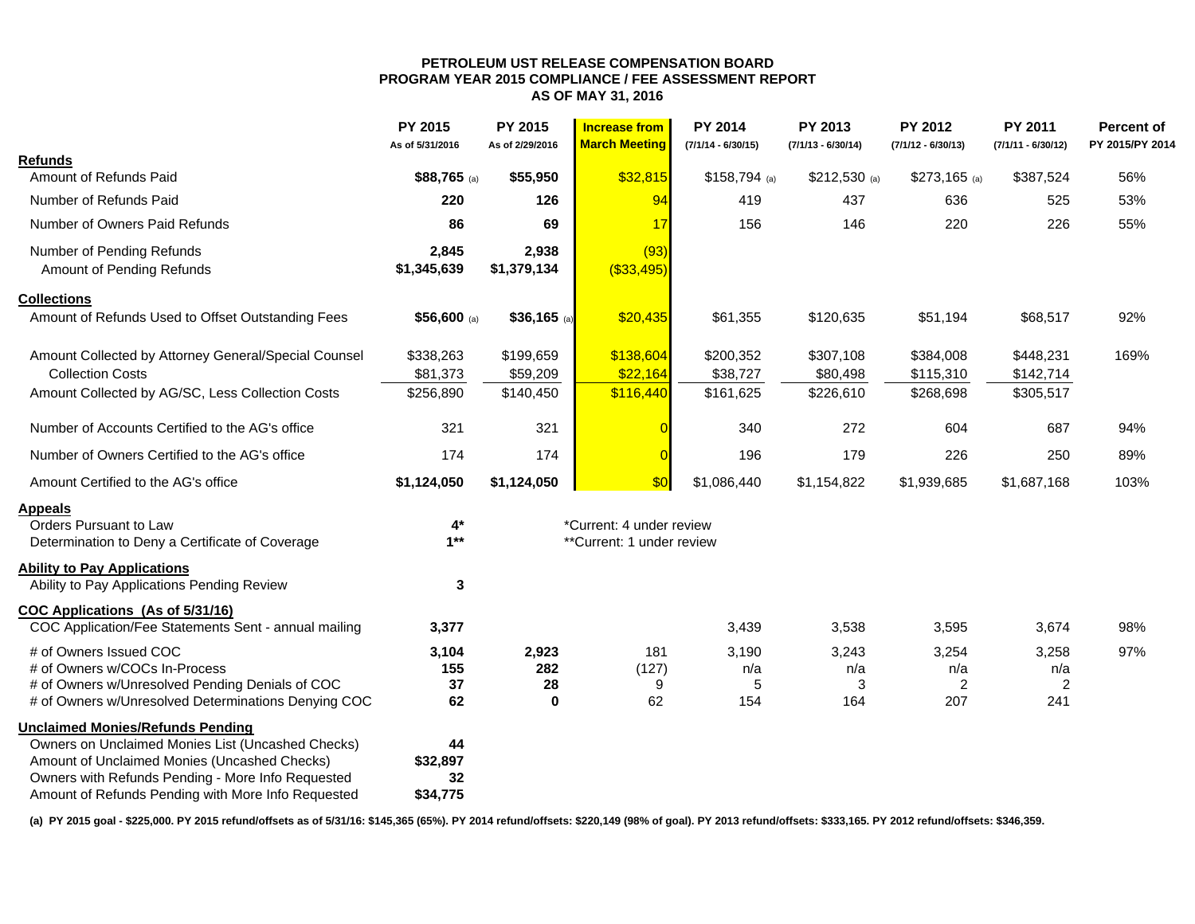**PETROLEUM UST RELEASE COMPENSATION BOARD**
**PROGRAM YEAR 2015 COMPLIANCE / FEE ASSESSMENT REPORT**
**AS OF MAY 31, 2016**

| | PY 2015 As of 5/31/2016 | PY 2015 As of 2/29/2016 | Increase from March Meeting | PY 2014 (7/1/14 - 6/30/15) | PY 2013 (7/1/13 - 6/30/14) | PY 2012 (7/1/12 - 6/30/13) | PY 2011 (7/1/11 - 6/30/12) | Percent of PY 2015/PY 2014 |
|---|---|---|---|---|---|---|---|---|
| **Refunds** | | | | | | | | |
| Amount of Refunds Paid | **$88,765** (a) | **$55,950** | $32,815 | $158,794 (a) | $212,530 (a) | $273,165 (a) | $387,524 | 56% |
| Number of Refunds Paid | **220** | **126** | 94 | 419 | 437 | 636 | 525 | 53% |
| Number of Owners Paid Refunds | **86** | **69** | 17 | 156 | 146 | 220 | 226 | 55% |
| Number of Pending Refunds | **2,845** | **2,938** | (93) | | | | | |
| Amount of Pending Refunds | **$1,345,639** | **$1,379,134** | ($33,495) | | | | | |
| **Collections** | | | | | | | | |
| Amount of Refunds Used to Offset Outstanding Fees | **$56,600** (a) | **$36,165** (a) | $20,435 | $61,355 | $120,635 | $51,194 | $68,517 | 92% |
| Amount Collected by Attorney General/Special Counsel | $338,263 | $199,659 | $138,604 | $200,352 | $307,108 | $384,008 | $448,231 | 169% |
| Collection Costs | $81,373 | $59,209 | $22,164 | $38,727 | $80,498 | $115,310 | $142,714 | |
| Amount Collected by AG/SC, Less Collection Costs | $256,890 | $140,450 | $116,440 | $161,625 | $226,610 | $268,698 | $305,517 | |
| Number of Accounts Certified to the AG's office | 321 | 321 | 0 | 340 | 272 | 604 | 687 | 94% |
| Number of Owners Certified to the AG's office | 174 | 174 | 0 | 196 | 179 | 226 | 250 | 89% |
| Amount Certified to the AG's office | **$1,124,050** | **$1,124,050** | $0 | $1,086,440 | $1,154,822 | $1,939,685 | $1,687,168 | 103% |
| **Appeals** | | | | | | | | |
| Orders Pursuant to Law | **4*** | | *Current: 4 under review | | | | | |
| Determination to Deny a Certificate of Coverage | **1**** | | **Current: 1 under review | | | | | |
| **Ability to Pay Applications** | | | | | | | | |
| Ability to Pay Applications Pending Review | **3** | | | | | | | |
| **COC Applications (As of 5/31/16)** | | | | | | | | |
| COC Application/Fee Statements Sent - annual mailing | **3,377** | | | 3,439 | 3,538 | 3,595 | 3,674 | 98% |
| # of Owners Issued COC | **3,104** | **2,923** | 181 | 3,190 | 3,243 | 3,254 | 3,258 | 97% |
| # of Owners w/COCs In-Process | **155** | **282** | (127) | n/a | n/a | n/a | n/a | |
| # of Owners w/Unresolved Pending Denials of COC | **37** | **28** | 9 | 5 | 3 | 2 | 2 | |
| # of Owners w/Unresolved Determinations Denying COC | **62** | **0** | 62 | 154 | 164 | 207 | 241 | |
| **Unclaimed Monies/Refunds Pending** | | | | | | | | |
| Owners on Unclaimed Monies List (Uncashed Checks) | **44** | | | | | | | |
| Amount of Unclaimed Monies (Uncashed Checks) | **$32,897** | | | | | | | |
| Owners with Refunds Pending - More Info Requested | **32** | | | | | | | |
| Amount of Refunds Pending with More Info Requested | **$34,775** | | | | | | | |

**(a) PY 2015 goal - $225,000. PY 2015 refund/offsets as of 5/31/16: $145,365 (65%). PY 2014 refund/offsets: $220,149 (98% of goal). PY 2013 refund/offsets: $333,165. PY 2012 refund/offsets: $346,359.**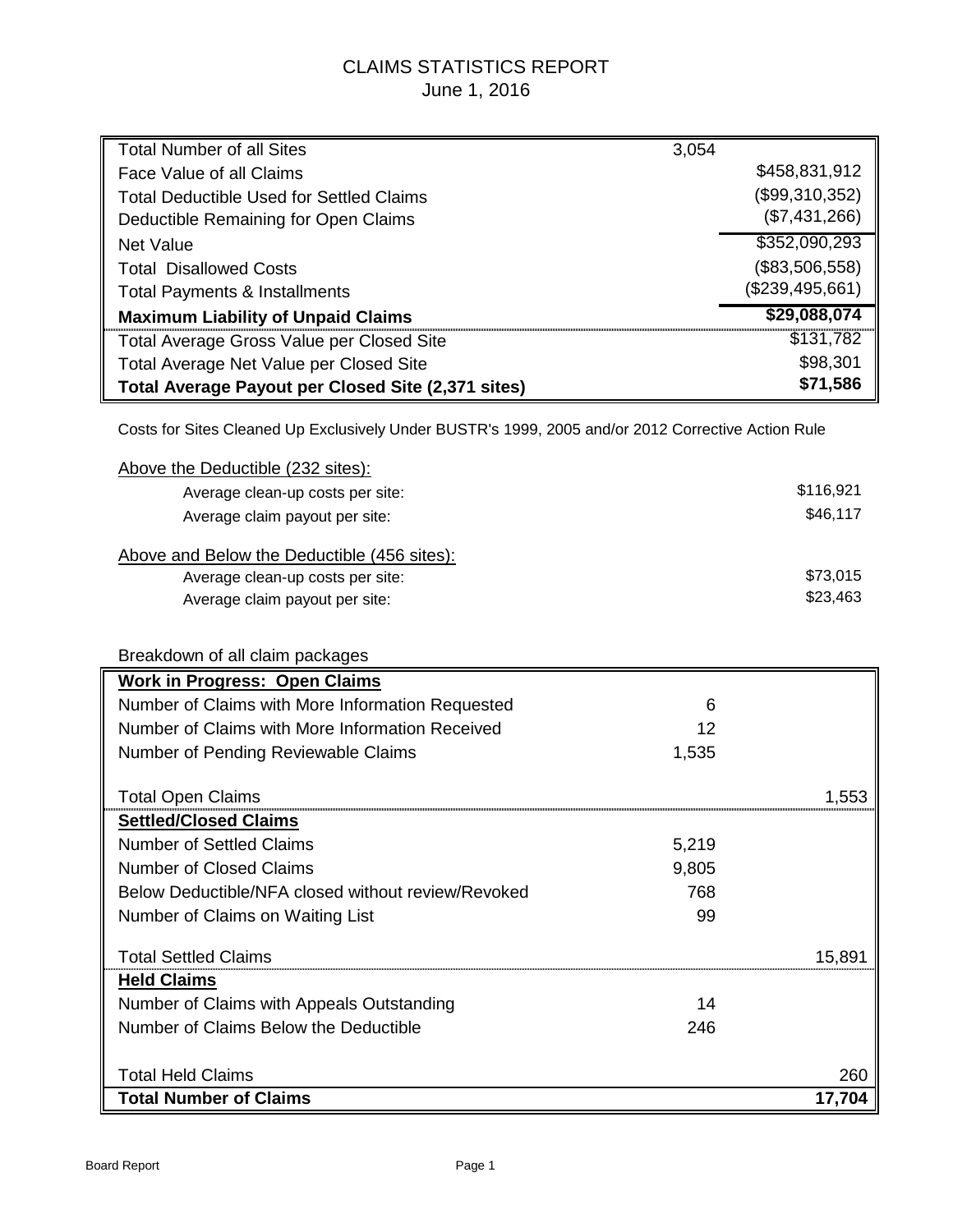# CLAIMS STATISTICS REPORT

June 1, 2016

| | | |
|---|---|---|
| Total Number of all Sites | 3,054 | |
| Face Value of all Claims | | $458,831,912 |
| Total Deductible Used for Settled Claims | | ($99,310,352) |
| Deductible Remaining for Open Claims | | ($7,431,266) |
| Net Value | | $352,090,293 |
| Total Disallowed Costs | | ($83,506,558) |
| Total Payments & Installments | | ($239,495,661) |
| **Maximum Liability of Unpaid Claims** | | **$29,088,074** |
| Total Average Gross Value per Closed Site | | $131,782 |
| Total Average Net Value per Closed Site | | $98,301 |
| **Total Average Payout per Closed Site (2,371 sites)** | | **$71,586** |

Costs for Sites Cleaned Up Exclusively Under BUSTR's 1999, 2005 and/or 2012 Corrective Action Rule

Above the Deductible (232 sites):

| | |
|---|---|
| Average clean-up costs per site: | $116,921 |
| Average claim payout per site: | $46,117 |

Above and Below the Deductible (456 sites):

| | |
|---|---|
| Average clean-up costs per site: | $73,015 |
| Average claim payout per site: | $23,463 |

Breakdown of all claim packages

| | | |
|---|---|---|
| **Work in Progress: Open Claims** | | |
| Number of Claims with More Information Requested | 6 | |
| Number of Claims with More Information Received | 12 | |
| Number of Pending Reviewable Claims | 1,535 | |
| Total Open Claims | | 1,553 |
| **Settled/Closed Claims** | | |
| Number of Settled Claims | 5,219 | |
| Number of Closed Claims | 9,805 | |
| Below Deductible/NFA closed without review/Revoked | 768 | |
| Number of Claims on Waiting List | 99 | |
| Total Settled Claims | | 15,891 |
| **Held Claims** | | |
| Number of Claims with Appeals Outstanding | 14 | |
| Number of Claims Below the Deductible | 246 | |
| Total Held Claims | | 260 |
| **Total Number of Claims** | | **17,704** |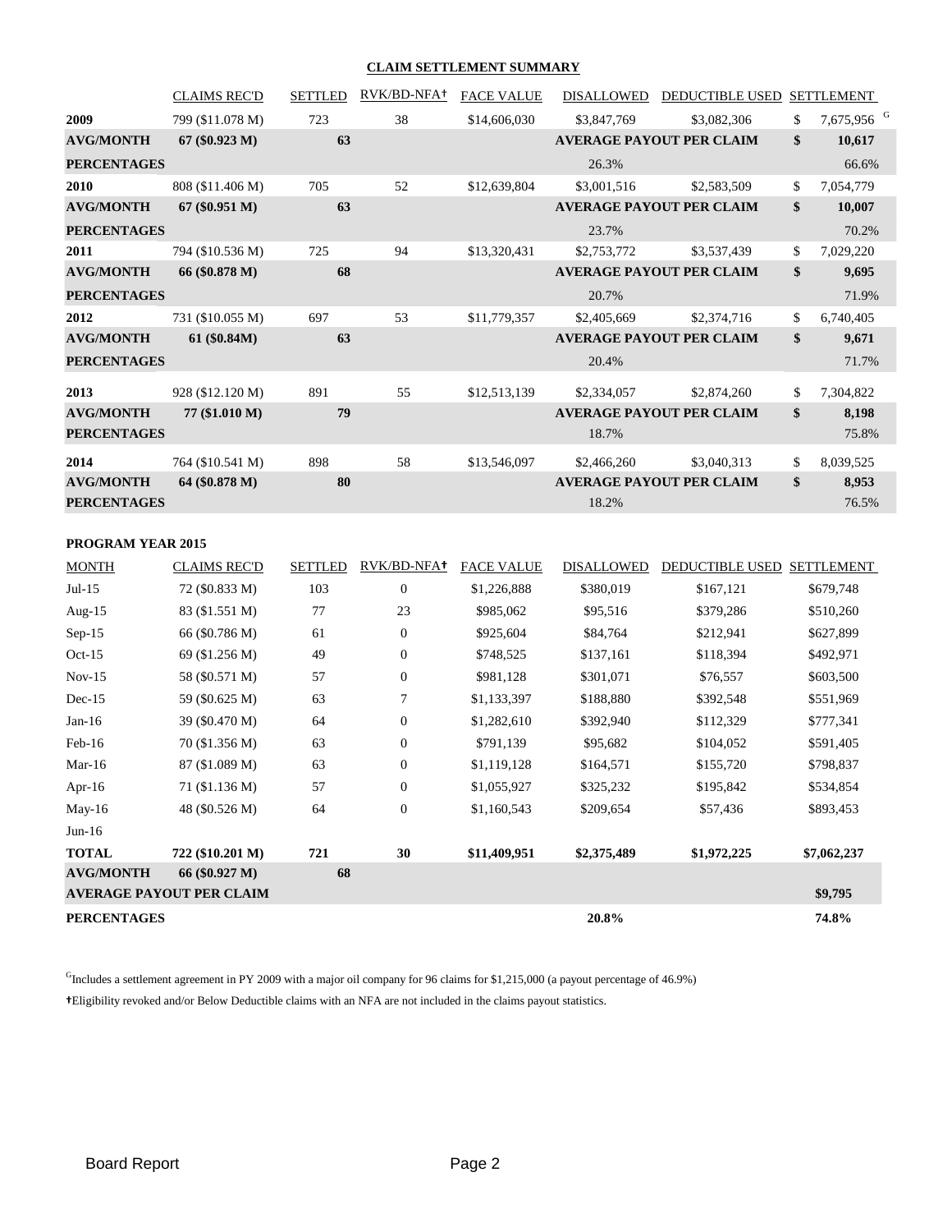## CLAIM SETTLEMENT SUMMARY

| | CLAIMS REC'D | SETTLED | RVK/BD-NFA† | FACE VALUE | DISALLOWED | DEDUCTIBLE USED | SETTLEMENT |
|---|---|---|---|---|---|---|---|
| **2009** | 799 ($11.078 M) | 723 | 38 | $14,606,030 | $3,847,769 | $3,082,306 | $ 7,675,956 [G] |
| **AVG/MONTH** | **67 ($0.923 M)** | **63** | | | **AVERAGE PAYOUT PER CLAIM** | | **$ 10,617** |
| **PERCENTAGES** | | | | | 26.3% | | 66.6% |
| **2010** | 808 ($11.406 M) | 705 | 52 | $12,639,804 | $3,001,516 | $2,583,509 | $ 7,054,779 |
| **AVG/MONTH** | **67 ($0.951 M)** | **63** | | | **AVERAGE PAYOUT PER CLAIM** | | **$ 10,007** |
| **PERCENTAGES** | | | | | 23.7% | | 70.2% |
| **2011** | 794 ($10.536 M) | 725 | 94 | $13,320,431 | $2,753,772 | $3,537,439 | $ 7,029,220 |
| **AVG/MONTH** | **66 ($0.878 M)** | **68** | | | **AVERAGE PAYOUT PER CLAIM** | | **$ 9,695** |
| **PERCENTAGES** | | | | | 20.7% | | 71.9% |
| **2012** | 731 ($10.055 M) | 697 | 53 | $11,779,357 | $2,405,669 | $2,374,716 | $ 6,740,405 |
| **AVG/MONTH** | **61 ($0.84M)** | **63** | | | **AVERAGE PAYOUT PER CLAIM** | | **$ 9,671** |
| **PERCENTAGES** | | | | | 20.4% | | 71.7% |
| **2013** | 928 ($12.120 M) | 891 | 55 | $12,513,139 | $2,334,057 | $2,874,260 | $ 7,304,822 |
| **AVG/MONTH** | **77 ($1.010 M)** | **79** | | | **AVERAGE PAYOUT PER CLAIM** | | **$ 8,198** |
| **PERCENTAGES** | | | | | 18.7% | | 75.8% |
| **2014** | 764 ($10.541 M) | 898 | 58 | $13,546,097 | $2,466,260 | $3,040,313 | $ 8,039,525 |
| **AVG/MONTH** | **64 ($0.878 M)** | **80** | | | **AVERAGE PAYOUT PER CLAIM** | | **$ 8,953** |
| **PERCENTAGES** | | | | | 18.2% | | 76.5% |

**PROGRAM YEAR 2015**

| MONTH | CLAIMS REC'D | SETTLED | RVK/BD-NFA† | FACE VALUE | DISALLOWED | DEDUCTIBLE USED | SETTLEMENT |
|---|---|---|---|---|---|---|---|
| Jul-15 | 72 ($0.833 M) | 103 | 0 | $1,226,888 | $380,019 | $167,121 | $679,748 |
| Aug-15 | 83 ($1.551 M) | 77 | 23 | $985,062 | $95,516 | $379,286 | $510,260 |
| Sep-15 | 66 ($0.786 M) | 61 | 0 | $925,604 | $84,764 | $212,941 | $627,899 |
| Oct-15 | 69 ($1.256 M) | 49 | 0 | $748,525 | $137,161 | $118,394 | $492,971 |
| Nov-15 | 58 ($0.571 M) | 57 | 0 | $981,128 | $301,071 | $76,557 | $603,500 |
| Dec-15 | 59 ($0.625 M) | 63 | 7 | $1,133,397 | $188,880 | $392,548 | $551,969 |
| Jan-16 | 39 ($0.470 M) | 64 | 0 | $1,282,610 | $392,940 | $112,329 | $777,341 |
| Feb-16 | 70 ($1.356 M) | 63 | 0 | $791,139 | $95,682 | $104,052 | $591,405 |
| Mar-16 | 87 ($1.089 M) | 63 | 0 | $1,119,128 | $164,571 | $155,720 | $798,837 |
| Apr-16 | 71 ($1.136 M) | 57 | 0 | $1,055,927 | $325,232 | $195,842 | $534,854 |
| May-16 | 48 ($0.526 M) | 64 | 0 | $1,160,543 | $209,654 | $57,436 | $893,453 |
| Jun-16 | | | | | | | |
| **TOTAL** | **722 ($10.201 M)** | **721** | **30** | **$11,409,951** | **$2,375,489** | **$1,972,225** | **$7,062,237** |
| **AVG/MONTH** | **66 ($0.927 M)** | **68** | | | | | |
| **AVERAGE PAYOUT PER CLAIM** | | | | | | | **$9,795** |
| **PERCENTAGES** | | | | | **20.8%** | | **74.8%** |

[G] Includes a settlement agreement in PY 2009 with a major oil company for 96 claims for $1,215,000 (a payout percentage of 46.9%)

†Eligibility revoked and/or Below Deductible claims with an NFA are not included in the claims payout statistics.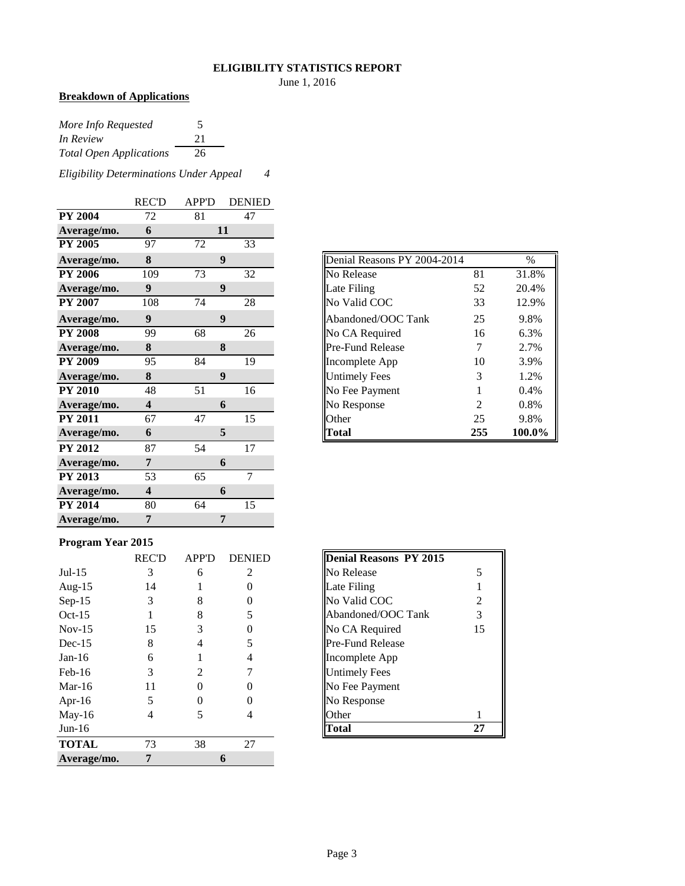# ELIGIBILITY STATISTICS REPORT

June 1, 2016

**Breakdown of Applications**

| | |
|---|---|
| *More Info Requested* | 5 |
| *In Review* | 21 |
| *Total Open Applications* | 26 |

*Eligibility Determinations Under Appeal* *4*

| | REC'D | APP'D | DENIED |
|---|---|---|---|
| **PY 2004** | 72 | 81 | 47 |
| **Average/mo.** | **6** | **11** | |
| **PY 2005** | 97 | 72 | 33 |
| **Average/mo.** | **8** | **9** | |
| **PY 2006** | 109 | 73 | 32 |
| **Average/mo.** | **9** | **9** | |
| **PY 2007** | 108 | 74 | 28 |
| **Average/mo.** | **9** | **9** | |
| **PY 2008** | 99 | 68 | 26 |
| **Average/mo.** | **8** | **8** | |
| **PY 2009** | 95 | 84 | 19 |
| **Average/mo.** | **8** | **9** | |
| **PY 2010** | 48 | 51 | 16 |
| **Average/mo.** | **4** | **6** | |
| **PY 2011** | 67 | 47 | 15 |
| **Average/mo.** | **6** | **5** | |
| **PY 2012** | 87 | 54 | 17 |
| **Average/mo.** | **7** | **6** | |
| **PY 2013** | 53 | 65 | 7 |
| **Average/mo.** | **4** | **6** | |
| **PY 2014** | 80 | 64 | 15 |
| **Average/mo.** | **7** | **7** | |

| Denial Reasons PY 2004-2014 | | % |
|---|---|---|
| No Release | 81 | 31.8% |
| Late Filing | 52 | 20.4% |
| No Valid COC | 33 | 12.9% |
| Abandoned/OOC Tank | 25 | 9.8% |
| No CA Required | 16 | 6.3% |
| Pre-Fund Release | 7 | 2.7% |
| Incomplete App | 10 | 3.9% |
| Untimely Fees | 3 | 1.2% |
| No Fee Payment | 1 | 0.4% |
| No Response | 2 | 0.8% |
| Other | 25 | 9.8% |
| **Total** | **255** | **100.0%** |

**Program Year 2015**

| | REC'D | APP'D | DENIED |
|---|---|---|---|
| Jul-15 | 3 | 6 | 2 |
| Aug-15 | 14 | 1 | 0 |
| Sep-15 | 3 | 8 | 0 |
| Oct-15 | 1 | 8 | 5 |
| Nov-15 | 15 | 3 | 0 |
| Dec-15 | 8 | 4 | 5 |
| Jan-16 | 6 | 1 | 4 |
| Feb-16 | 3 | 2 | 7 |
| Mar-16 | 11 | 0 | 0 |
| Apr-16 | 5 | 0 | 0 |
| May-16 | 4 | 5 | 4 |
| Jun-16 | | | |
| **TOTAL** | 73 | 38 | 27 |
| **Average/mo.** | **7** | **6** | |

| **Denial Reasons PY 2015** | |
|---|---|
| No Release | 5 |
| Late Filing | 1 |
| No Valid COC | 2 |
| Abandoned/OOC Tank | 3 |
| No CA Required | 15 |
| Pre-Fund Release | |
| Incomplete App | |
| Untimely Fees | |
| No Fee Payment | |
| No Response | |
| Other | 1 |
| **Total** | **27** |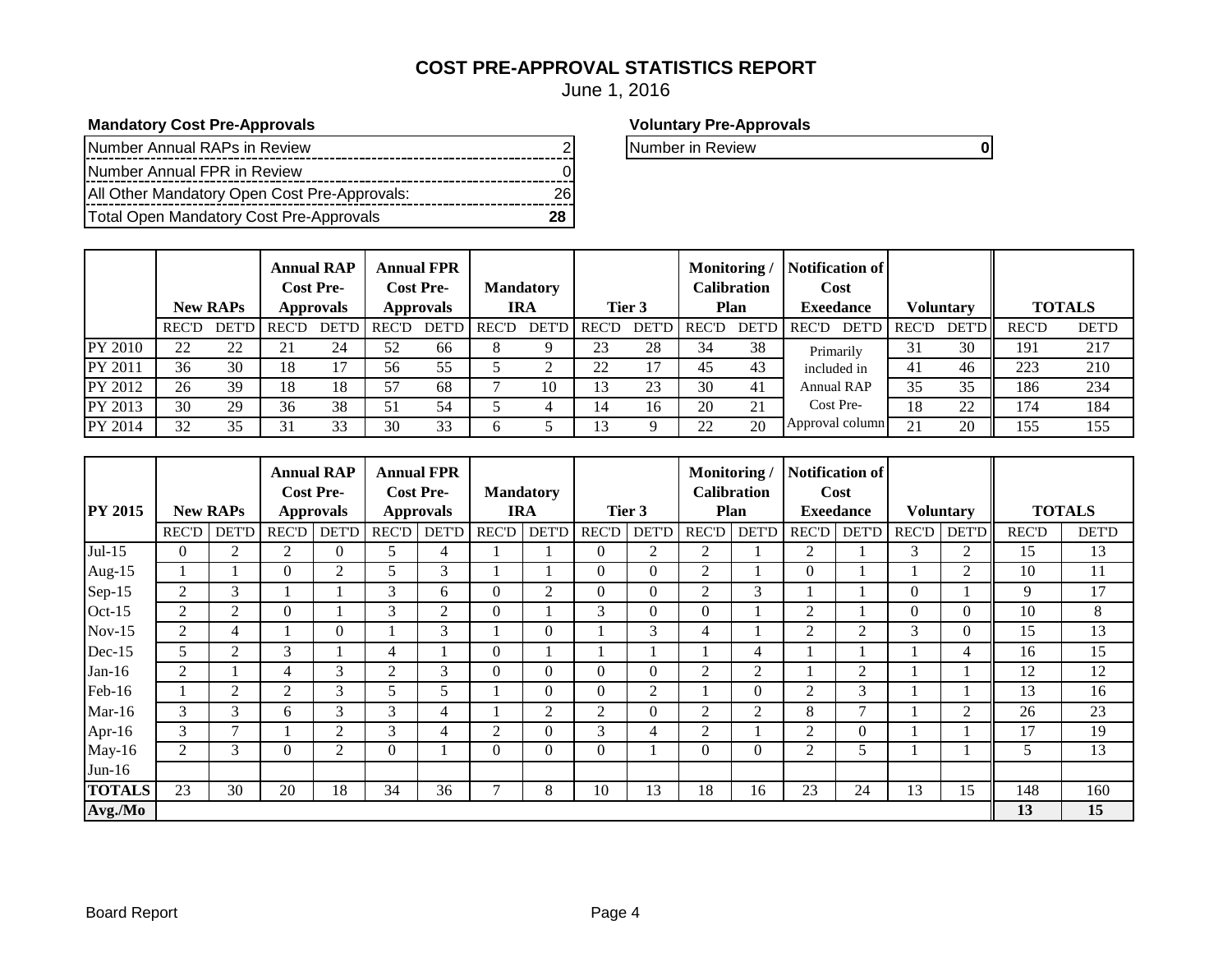# COST PRE-APPROVAL STATISTICS REPORT

June 1, 2016

**Mandatory Cost Pre-Approvals**

| | |
|---|---|
| Number Annual RAPs in Review | 2 |
| Number Annual FPR in Review | 0 |
| All Other Mandatory Open Cost Pre-Approvals: | 26 |
| Total Open Mandatory Cost Pre-Approvals | **28** |

**Voluntary Pre-Approvals**

| | |
|---|---|
| Number in Review | **0** |

| | New RAPs | | Annual RAP Cost Pre-Approvals | | Annual FPR Cost Pre-Approvals | | Mandatory IRA | | Tier 3 | | Monitoring / Calibration Plan | | Notification of Cost Exeedance | | Voluntary | | TOTALS | |
|---|---|---|---|---|---|---|---|---|---|---|---|---|---|---|---|---|---|---|
| | REC'D | DET'D | REC'D | DET'D | REC'D | DET'D | REC'D | DET'D | REC'D | DET'D | REC'D | DET'D | REC'D | DET'D | REC'D | DET'D | REC'D | DET'D |
| PY 2010 | 22 | 22 | 21 | 24 | 52 | 66 | 8 | 9 | 23 | 28 | 34 | 38 | Primarily included in Annual RAP Cost Pre-Approval column | | 31 | 30 | 191 | 217 |
| PY 2011 | 36 | 30 | 18 | 17 | 56 | 55 | 5 | 2 | 22 | 17 | 45 | 43 | | | 41 | 46 | 223 | 210 |
| PY 2012 | 26 | 39 | 18 | 18 | 57 | 68 | 7 | 10 | 13 | 23 | 30 | 41 | | | 35 | 35 | 186 | 234 |
| PY 2013 | 30 | 29 | 36 | 38 | 51 | 54 | 5 | 4 | 14 | 16 | 20 | 21 | | | 18 | 22 | 174 | 184 |
| PY 2014 | 32 | 35 | 31 | 33 | 30 | 33 | 6 | 5 | 13 | 9 | 22 | 20 | | | 21 | 20 | 155 | 155 |

| PY 2015 | New RAPs | | Annual RAP Cost Pre-Approvals | | Annual FPR Cost Pre-Approvals | | Mandatory IRA | | Tier 3 | | Monitoring / Calibration Plan | | Notification of Cost Exeedance | | Voluntary | | TOTALS | |
|---|---|---|---|---|---|---|---|---|---|---|---|---|---|---|---|---|---|---|
| | REC'D | DET'D | REC'D | DET'D | REC'D | DET'D | REC'D | DET'D | REC'D | DET'D | REC'D | DET'D | REC'D | DET'D | REC'D | DET'D | REC'D | DET'D |
| Jul-15 | 0 | 2 | 2 | 0 | 5 | 4 | 1 | 1 | 0 | 2 | 2 | 1 | 2 | 1 | 3 | 2 | 15 | 13 |
| Aug-15 | 1 | 1 | 0 | 2 | 5 | 3 | 1 | 1 | 0 | 0 | 2 | 1 | 0 | 1 | 1 | 2 | 10 | 11 |
| Sep-15 | 2 | 3 | 1 | 1 | 3 | 6 | 0 | 2 | 0 | 0 | 2 | 3 | 1 | 1 | 0 | 1 | 9 | 17 |
| Oct-15 | 2 | 2 | 0 | 1 | 3 | 2 | 0 | 1 | 3 | 0 | 0 | 1 | 2 | 1 | 0 | 0 | 10 | 8 |
| Nov-15 | 2 | 4 | 1 | 0 | 1 | 3 | 1 | 0 | 1 | 3 | 4 | 1 | 2 | 2 | 3 | 0 | 15 | 13 |
| Dec-15 | 5 | 2 | 3 | 1 | 4 | 1 | 0 | 1 | 1 | 1 | 1 | 4 | 1 | 1 | 1 | 4 | 16 | 15 |
| Jan-16 | 2 | 1 | 4 | 3 | 2 | 3 | 0 | 0 | 0 | 0 | 2 | 2 | 1 | 2 | 1 | 1 | 12 | 12 |
| Feb-16 | 1 | 2 | 2 | 3 | 5 | 5 | 1 | 0 | 0 | 2 | 1 | 0 | 2 | 3 | 1 | 1 | 13 | 16 |
| Mar-16 | 3 | 3 | 6 | 3 | 3 | 4 | 1 | 2 | 2 | 0 | 2 | 2 | 8 | 7 | 1 | 2 | 26 | 23 |
| Apr-16 | 3 | 7 | 1 | 2 | 3 | 4 | 2 | 0 | 3 | 4 | 2 | 1 | 2 | 0 | 1 | 1 | 17 | 19 |
| May-16 | 2 | 3 | 0 | 2 | 0 | 1 | 0 | 0 | 0 | 1 | 0 | 0 | 2 | 5 | 1 | 1 | 5 | 13 |
| Jun-16 | | | | | | | | | | | | | | | | | | |
| **TOTALS** | 23 | 30 | 20 | 18 | 34 | 36 | 7 | 8 | 10 | 13 | 18 | 16 | 23 | 24 | 13 | 15 | 148 | 160 |
| **Avg./Mo** | | | | | | | | | | | | | | | | | **13** | **15** |

Board Report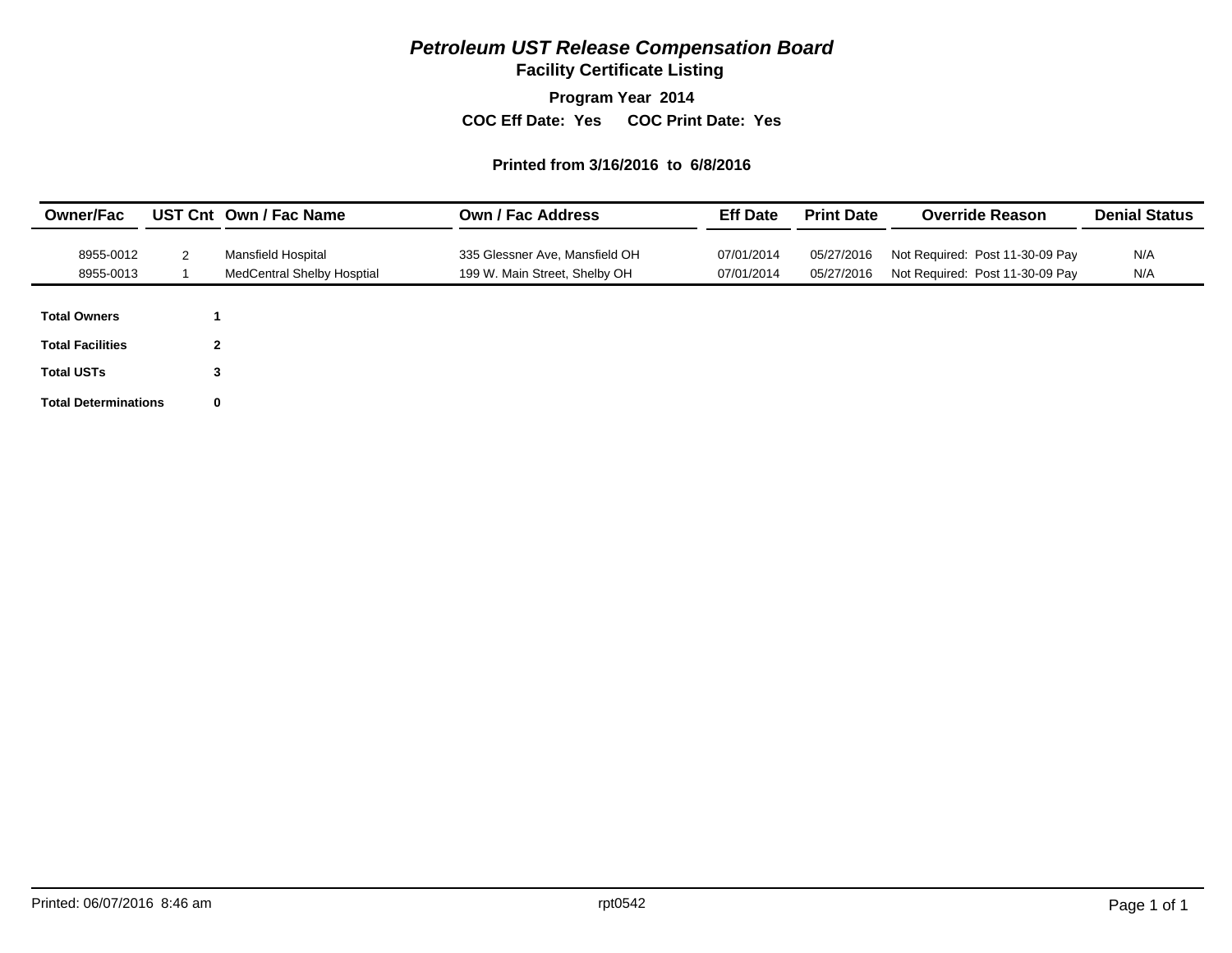# *Petroleum UST Release Compensation Board*

## Facility Certificate Listing

**Program Year 2014**

**COC Eff Date: Yes COC Print Date: Yes**

**Printed from 3/16/2016 to 6/8/2016**

| Owner/Fac | UST Cnt | Own / Fac Name | Own / Fac Address | Eff Date | Print Date | Override Reason | Denial Status |
|---|---|---|---|---|---|---|---|
| 8955-0012 | 2 | Mansfield Hospital | 335 Glessner Ave, Mansfield OH | 07/01/2014 | 05/27/2016 | Not Required: Post 11-30-09 Pay | N/A |
| 8955-0013 | 1 | MedCentral Shelby Hosptial | 199 W. Main Street, Shelby OH | 07/01/2014 | 05/27/2016 | Not Required: Post 11-30-09 Pay | N/A |

| | |
|---|---|
| **Total Owners** | **1** |
| **Total Facilities** | **2** |
| **Total USTs** | **3** |
| **Total Determinations** | **0** |

Printed: 06/07/2016 8:46 am rpt0542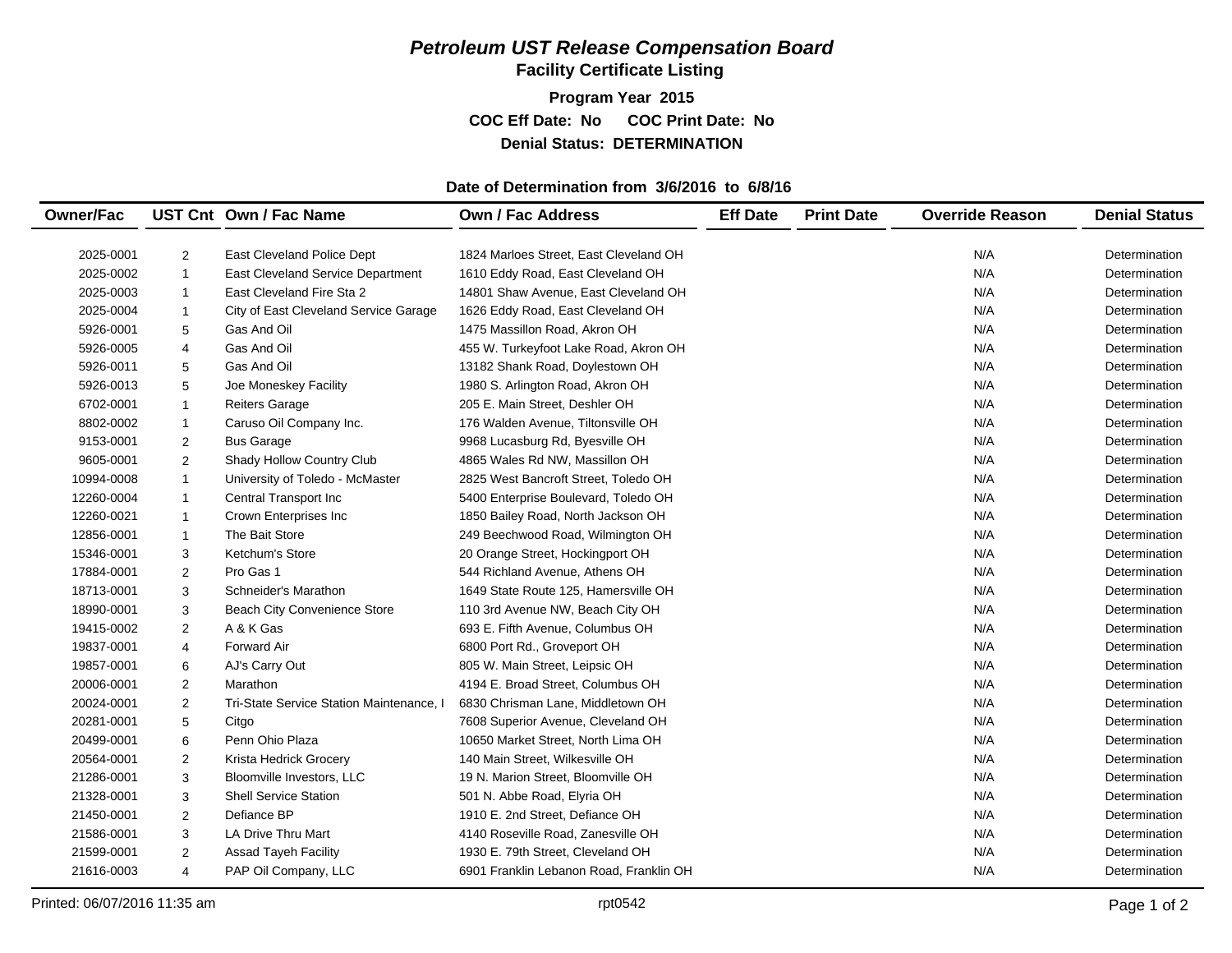# *Petroleum UST Release Compensation Board*

## Facility Certificate Listing

**Program Year 2015**

**COC Eff Date: No COC Print Date: No**

**Denial Status: DETERMINATION**

**Date of Determination from 3/6/2016 to 6/8/16**

| Owner/Fac | UST Cnt | Own / Fac Name | Own / Fac Address | Eff Date | Print Date | Override Reason | Denial Status |
|---|---|---|---|---|---|---|---|
| 2025-0001 | 2 | East Cleveland Police Dept | 1824 Marloes Street, East Cleveland OH | | | N/A | Determination |
| 2025-0002 | 1 | East Cleveland Service Department | 1610 Eddy Road, East Cleveland OH | | | N/A | Determination |
| 2025-0003 | 1 | East Cleveland Fire Sta 2 | 14801 Shaw Avenue, East Cleveland OH | | | N/A | Determination |
| 2025-0004 | 1 | City of East Cleveland Service Garage | 1626 Eddy Road, East Cleveland OH | | | N/A | Determination |
| 5926-0001 | 5 | Gas And Oil | 1475 Massillon Road, Akron OH | | | N/A | Determination |
| 5926-0005 | 4 | Gas And Oil | 455 W. Turkeyfoot Lake Road, Akron OH | | | N/A | Determination |
| 5926-0011 | 5 | Gas And Oil | 13182 Shank Road, Doylestown OH | | | N/A | Determination |
| 5926-0013 | 5 | Joe Moneskey Facility | 1980 S. Arlington Road, Akron OH | | | N/A | Determination |
| 6702-0001 | 1 | Reiters Garage | 205 E. Main Street, Deshler OH | | | N/A | Determination |
| 8802-0002 | 1 | Caruso Oil Company Inc. | 176 Walden Avenue, Tiltonsville OH | | | N/A | Determination |
| 9153-0001 | 2 | Bus Garage | 9968 Lucasburg Rd, Byesville OH | | | N/A | Determination |
| 9605-0001 | 2 | Shady Hollow Country Club | 4865 Wales Rd NW, Massillon OH | | | N/A | Determination |
| 10994-0008 | 1 | University of Toledo - McMaster | 2825 West Bancroft Street, Toledo OH | | | N/A | Determination |
| 12260-0004 | 1 | Central Transport Inc | 5400 Enterprise Boulevard, Toledo OH | | | N/A | Determination |
| 12260-0021 | 1 | Crown Enterprises Inc | 1850 Bailey Road, North Jackson OH | | | N/A | Determination |
| 12856-0001 | 1 | The Bait Store | 249 Beechwood Road, Wilmington OH | | | N/A | Determination |
| 15346-0001 | 3 | Ketchum's Store | 20 Orange Street, Hockingport OH | | | N/A | Determination |
| 17884-0001 | 2 | Pro Gas 1 | 544 Richland Avenue, Athens OH | | | N/A | Determination |
| 18713-0001 | 3 | Schneider's Marathon | 1649 State Route 125, Hamersville OH | | | N/A | Determination |
| 18990-0001 | 3 | Beach City Convenience Store | 110 3rd Avenue NW, Beach City OH | | | N/A | Determination |
| 19415-0002 | 2 | A & K Gas | 693 E. Fifth Avenue, Columbus OH | | | N/A | Determination |
| 19837-0001 | 4 | Forward Air | 6800 Port Rd., Groveport OH | | | N/A | Determination |
| 19857-0001 | 6 | AJ's Carry Out | 805 W. Main Street, Leipsic OH | | | N/A | Determination |
| 20006-0001 | 2 | Marathon | 4194 E. Broad Street, Columbus OH | | | N/A | Determination |
| 20024-0001 | 2 | Tri-State Service Station Maintenance, I | 6830 Chrisman Lane, Middletown OH | | | N/A | Determination |
| 20281-0001 | 5 | Citgo | 7608 Superior Avenue, Cleveland OH | | | N/A | Determination |
| 20499-0001 | 6 | Penn Ohio Plaza | 10650 Market Street, North Lima OH | | | N/A | Determination |
| 20564-0001 | 2 | Krista Hedrick Grocery | 140 Main Street, Wilkesville OH | | | N/A | Determination |
| 21286-0001 | 3 | Bloomville Investors, LLC | 19 N. Marion Street, Bloomville OH | | | N/A | Determination |
| 21328-0001 | 3 | Shell Service Station | 501 N. Abbe Road, Elyria OH | | | N/A | Determination |
| 21450-0001 | 2 | Defiance BP | 1910 E. 2nd Street, Defiance OH | | | N/A | Determination |
| 21586-0001 | 3 | LA Drive Thru Mart | 4140 Roseville Road, Zanesville OH | | | N/A | Determination |
| 21599-0001 | 2 | Assad Tayeh Facility | 1930 E. 79th Street, Cleveland OH | | | N/A | Determination |
| 21616-0003 | 4 | PAP Oil Company, LLC | 6901 Franklin Lebanon Road, Franklin OH | | | N/A | Determination |

Printed: 06/07/2016 11:35 am rpt0542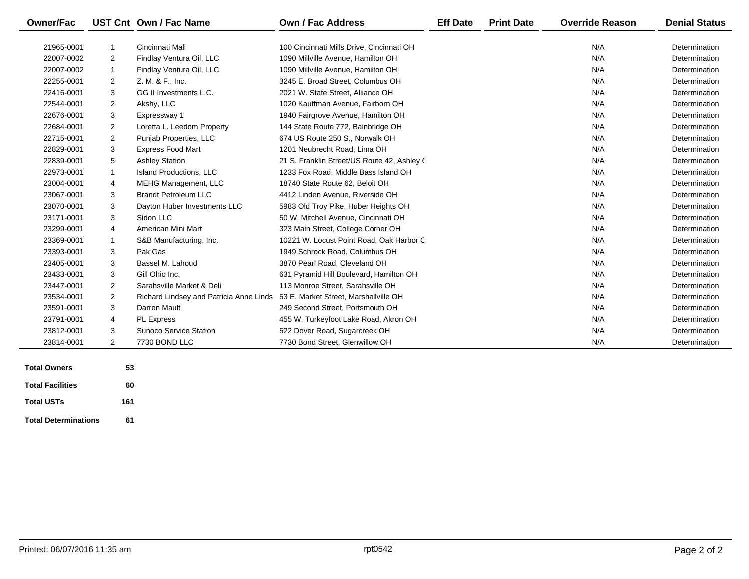| Owner/Fac | UST Cnt | Own / Fac Name | Own / Fac Address | Eff Date | Print Date | Override Reason | Denial Status |
|---|---|---|---|---|---|---|---|
| 21965-0001 | 1 | Cincinnati Mall | 100 Cincinnati Mills Drive, Cincinnati OH | | | N/A | Determination |
| 22007-0002 | 2 | Findlay Ventura Oil, LLC | 1090 Millville Avenue, Hamilton OH | | | N/A | Determination |
| 22007-0002 | 1 | Findlay Ventura Oil, LLC | 1090 Millville Avenue, Hamilton OH | | | N/A | Determination |
| 22255-0001 | 2 | Z. M. & F., Inc. | 3245 E. Broad Street, Columbus OH | | | N/A | Determination |
| 22416-0001 | 3 | GG II Investments L.C. | 2021 W. State Street, Alliance OH | | | N/A | Determination |
| 22544-0001 | 2 | Akshy, LLC | 1020 Kauffman Avenue, Fairborn OH | | | N/A | Determination |
| 22676-0001 | 3 | Expressway 1 | 1940 Fairgrove Avenue, Hamilton OH | | | N/A | Determination |
| 22684-0001 | 2 | Loretta L. Leedom Property | 144 State Route 772, Bainbridge OH | | | N/A | Determination |
| 22715-0001 | 2 | Punjab Properties, LLC | 674 US Route 250 S., Norwalk OH | | | N/A | Determination |
| 22829-0001 | 3 | Express Food Mart | 1201 Neubrecht Road, Lima OH | | | N/A | Determination |
| 22839-0001 | 5 | Ashley Station | 21 S. Franklin Street/US Route 42, Ashley ( | | | N/A | Determination |
| 22973-0001 | 1 | Island Productions, LLC | 1233 Fox Road, Middle Bass Island OH | | | N/A | Determination |
| 23004-0001 | 4 | MEHG Management, LLC | 18740 State Route 62, Beloit OH | | | N/A | Determination |
| 23067-0001 | 3 | Brandt Petroleum LLC | 4412 Linden Avenue, Riverside OH | | | N/A | Determination |
| 23070-0001 | 3 | Dayton Huber Investments LLC | 5983 Old Troy Pike, Huber Heights OH | | | N/A | Determination |
| 23171-0001 | 3 | Sidon LLC | 50 W. Mitchell Avenue, Cincinnati OH | | | N/A | Determination |
| 23299-0001 | 4 | American Mini Mart | 323 Main Street, College Corner OH | | | N/A | Determination |
| 23369-0001 | 1 | S&B Manufacturing, Inc. | 10221 W. Locust Point Road, Oak Harbor C | | | N/A | Determination |
| 23393-0001 | 3 | Pak Gas | 1949 Schrock Road, Columbus OH | | | N/A | Determination |
| 23405-0001 | 3 | Bassel M. Lahoud | 3870 Pearl Road, Cleveland OH | | | N/A | Determination |
| 23433-0001 | 3 | Gill Ohio Inc. | 631 Pyramid Hill Boulevard, Hamilton OH | | | N/A | Determination |
| 23447-0001 | 2 | Sarahsville Market & Deli | 113 Monroe Street, Sarahsville OH | | | N/A | Determination |
| 23534-0001 | 2 | Richard Lindsey and Patricia Anne Linds | 53 E. Market Street, Marshallville OH | | | N/A | Determination |
| 23591-0001 | 3 | Darren Mault | 249 Second Street, Portsmouth OH | | | N/A | Determination |
| 23791-0001 | 4 | PL Express | 455 W. Turkeyfoot Lake Road, Akron OH | | | N/A | Determination |
| 23812-0001 | 3 | Sunoco Service Station | 522 Dover Road, Sugarcreek OH | | | N/A | Determination |
| 23814-0001 | 2 | 7730 BOND LLC | 7730 Bond Street, Glenwillow OH | | | N/A | Determination |

| | |
|---|---|
| **Total Owners** | **53** |
| **Total Facilities** | **60** |
| **Total USTs** | **161** |
| **Total Determinations** | **61** |

Printed: 06/07/2016 11:35 am rpt0542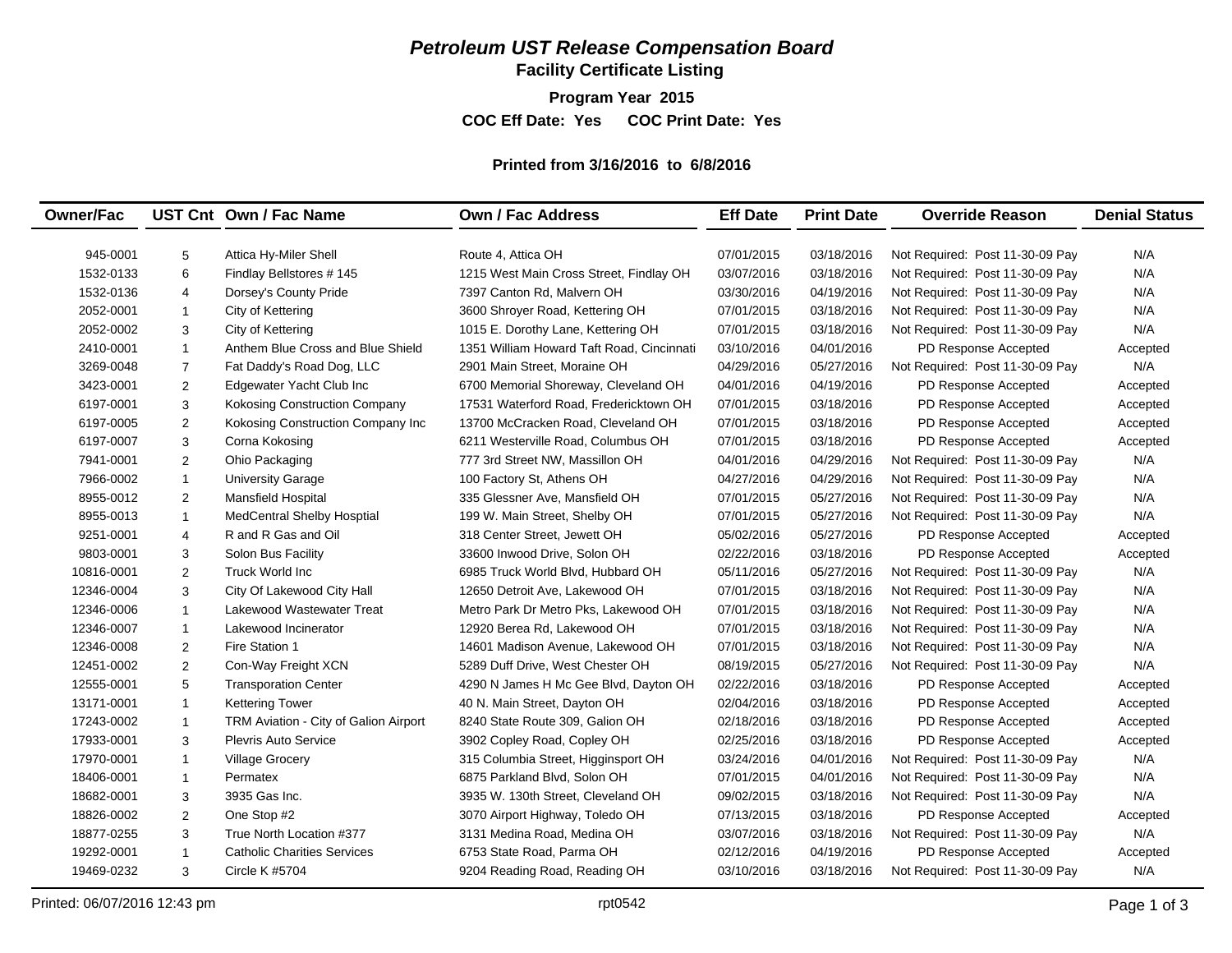# *Petroleum UST Release Compensation Board*

## Facility Certificate Listing

**Program Year 2015**

**COC Eff Date: Yes    COC Print Date: Yes**

**Printed from 3/16/2016 to 6/8/2016**

| Owner/Fac | UST Cnt | Own / Fac Name | Own / Fac Address | Eff Date | Print Date | Override Reason | Denial Status |
|---|---|---|---|---|---|---|---|
| 945-0001 | 5 | Attica Hy-Miler Shell | Route 4, Attica OH | 07/01/2015 | 03/18/2016 | Not Required: Post 11-30-09 Pay | N/A |
| 1532-0133 | 6 | Findlay Bellstores # 145 | 1215 West Main Cross Street, Findlay OH | 03/07/2016 | 03/18/2016 | Not Required: Post 11-30-09 Pay | N/A |
| 1532-0136 | 4 | Dorsey's County Pride | 7397 Canton Rd, Malvern OH | 03/30/2016 | 04/19/2016 | Not Required: Post 11-30-09 Pay | N/A |
| 2052-0001 | 1 | City of Kettering | 3600 Shroyer Road, Kettering OH | 07/01/2015 | 03/18/2016 | Not Required: Post 11-30-09 Pay | N/A |
| 2052-0002 | 3 | City of Kettering | 1015 E. Dorothy Lane, Kettering OH | 07/01/2015 | 03/18/2016 | Not Required: Post 11-30-09 Pay | N/A |
| 2410-0001 | 1 | Anthem Blue Cross and Blue Shield | 1351 William Howard Taft Road, Cincinnati | 03/10/2016 | 04/01/2016 | PD Response Accepted | Accepted |
| 3269-0048 | 7 | Fat Daddy's Road Dog, LLC | 2901 Main Street, Moraine OH | 04/29/2016 | 05/27/2016 | Not Required: Post 11-30-09 Pay | N/A |
| 3423-0001 | 2 | Edgewater Yacht Club Inc | 6700 Memorial Shoreway, Cleveland OH | 04/01/2016 | 04/19/2016 | PD Response Accepted | Accepted |
| 6197-0001 | 3 | Kokosing Construction Company | 17531 Waterford Road, Fredericktown OH | 07/01/2015 | 03/18/2016 | PD Response Accepted | Accepted |
| 6197-0005 | 2 | Kokosing Construction Company Inc | 13700 McCracken Road, Cleveland OH | 07/01/2015 | 03/18/2016 | PD Response Accepted | Accepted |
| 6197-0007 | 3 | Corna Kokosing | 6211 Westerville Road, Columbus OH | 07/01/2015 | 03/18/2016 | PD Response Accepted | Accepted |
| 7941-0001 | 2 | Ohio Packaging | 777 3rd Street NW, Massillon OH | 04/01/2016 | 04/29/2016 | Not Required: Post 11-30-09 Pay | N/A |
| 7966-0002 | 1 | University Garage | 100 Factory St, Athens OH | 04/27/2016 | 04/29/2016 | Not Required: Post 11-30-09 Pay | N/A |
| 8955-0012 | 2 | Mansfield Hospital | 335 Glessner Ave, Mansfield OH | 07/01/2015 | 05/27/2016 | Not Required: Post 11-30-09 Pay | N/A |
| 8955-0013 | 1 | MedCentral Shelby Hosptial | 199 W. Main Street, Shelby OH | 07/01/2015 | 05/27/2016 | Not Required: Post 11-30-09 Pay | N/A |
| 9251-0001 | 4 | R and R Gas and Oil | 318 Center Street, Jewett OH | 05/02/2016 | 05/27/2016 | PD Response Accepted | Accepted |
| 9803-0001 | 3 | Solon Bus Facility | 33600 Inwood Drive, Solon OH | 02/22/2016 | 03/18/2016 | PD Response Accepted | Accepted |
| 10816-0001 | 2 | Truck World Inc | 6985 Truck World Blvd, Hubbard OH | 05/11/2016 | 05/27/2016 | Not Required: Post 11-30-09 Pay | N/A |
| 12346-0004 | 3 | City Of Lakewood City Hall | 12650 Detroit Ave, Lakewood OH | 07/01/2015 | 03/18/2016 | Not Required: Post 11-30-09 Pay | N/A |
| 12346-0006 | 1 | Lakewood Wastewater Treat | Metro Park Dr Metro Pks, Lakewood OH | 07/01/2015 | 03/18/2016 | Not Required: Post 11-30-09 Pay | N/A |
| 12346-0007 | 1 | Lakewood Incinerator | 12920 Berea Rd, Lakewood OH | 07/01/2015 | 03/18/2016 | Not Required: Post 11-30-09 Pay | N/A |
| 12346-0008 | 2 | Fire Station 1 | 14601 Madison Avenue, Lakewood OH | 07/01/2015 | 03/18/2016 | Not Required: Post 11-30-09 Pay | N/A |
| 12451-0002 | 2 | Con-Way Freight XCN | 5289 Duff Drive, West Chester OH | 08/19/2015 | 05/27/2016 | Not Required: Post 11-30-09 Pay | N/A |
| 12555-0001 | 5 | Transporation Center | 4290 N James H Mc Gee Blvd, Dayton OH | 02/22/2016 | 03/18/2016 | PD Response Accepted | Accepted |
| 13171-0001 | 1 | Kettering Tower | 40 N. Main Street, Dayton OH | 02/04/2016 | 03/18/2016 | PD Response Accepted | Accepted |
| 17243-0002 | 1 | TRM Aviation - City of Galion Airport | 8240 State Route 309, Galion OH | 02/18/2016 | 03/18/2016 | PD Response Accepted | Accepted |
| 17933-0001 | 3 | Plevris Auto Service | 3902 Copley Road, Copley OH | 02/25/2016 | 03/18/2016 | PD Response Accepted | Accepted |
| 17970-0001 | 1 | Village Grocery | 315 Columbia Street, Higginsport OH | 03/24/2016 | 04/01/2016 | Not Required: Post 11-30-09 Pay | N/A |
| 18406-0001 | 1 | Permatex | 6875 Parkland Blvd, Solon OH | 07/01/2015 | 04/01/2016 | Not Required: Post 11-30-09 Pay | N/A |
| 18682-0001 | 3 | 3935 Gas Inc. | 3935 W. 130th Street, Cleveland OH | 09/02/2015 | 03/18/2016 | Not Required: Post 11-30-09 Pay | N/A |
| 18826-0002 | 2 | One Stop #2 | 3070 Airport Highway, Toledo OH | 07/13/2015 | 03/18/2016 | PD Response Accepted | Accepted |
| 18877-0255 | 3 | True North Location #377 | 3131 Medina Road, Medina OH | 03/07/2016 | 03/18/2016 | Not Required: Post 11-30-09 Pay | N/A |
| 19292-0001 | 1 | Catholic Charities Services | 6753 State Road, Parma OH | 02/12/2016 | 04/19/2016 | PD Response Accepted | Accepted |
| 19469-0232 | 3 | Circle K #5704 | 9204 Reading Road, Reading OH | 03/10/2016 | 03/18/2016 | Not Required: Post 11-30-09 Pay | N/A |

Printed: 06/07/2016 12:43 pm    rpt0542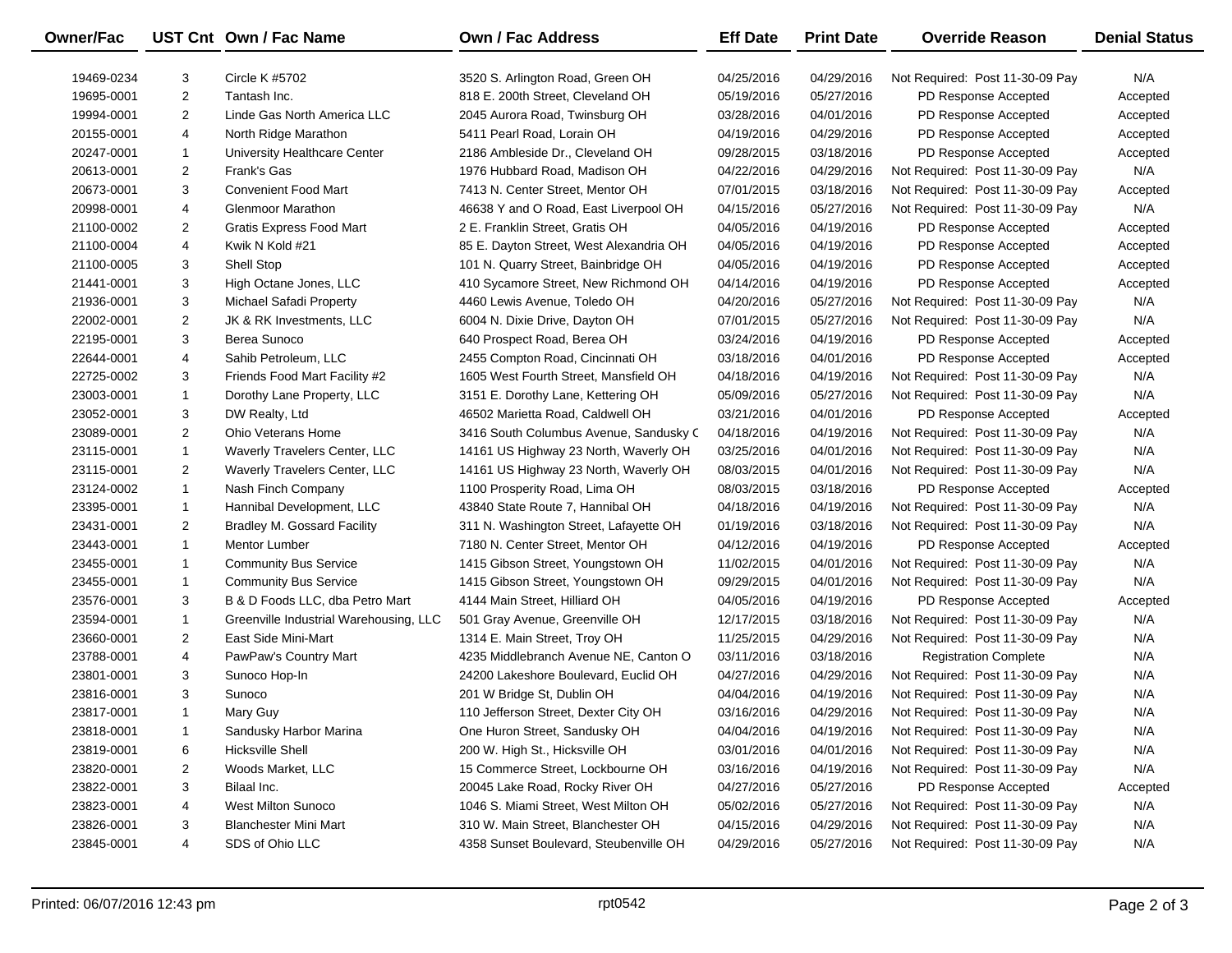| Owner/Fac | UST Cnt | Own / Fac Name | Own / Fac Address | Eff Date | Print Date | Override Reason | Denial Status |
|---|---|---|---|---|---|---|---|
| 19469-0234 | 3 | Circle K #5702 | 3520 S. Arlington Road, Green OH | 04/25/2016 | 04/29/2016 | Not Required: Post 11-30-09 Pay | N/A |
| 19695-0001 | 2 | Tantash Inc. | 818 E. 200th Street, Cleveland OH | 05/19/2016 | 05/27/2016 | PD Response Accepted | Accepted |
| 19994-0001 | 2 | Linde Gas North America LLC | 2045 Aurora Road, Twinsburg OH | 03/28/2016 | 04/01/2016 | PD Response Accepted | Accepted |
| 20155-0001 | 4 | North Ridge Marathon | 5411 Pearl Road, Lorain OH | 04/19/2016 | 04/29/2016 | PD Response Accepted | Accepted |
| 20247-0001 | 1 | University Healthcare Center | 2186 Ambleside Dr., Cleveland OH | 09/28/2015 | 03/18/2016 | PD Response Accepted | Accepted |
| 20613-0001 | 2 | Frank's Gas | 1976 Hubbard Road, Madison OH | 04/22/2016 | 04/29/2016 | Not Required: Post 11-30-09 Pay | N/A |
| 20673-0001 | 3 | Convenient Food Mart | 7413 N. Center Street, Mentor OH | 07/01/2015 | 03/18/2016 | Not Required: Post 11-30-09 Pay | Accepted |
| 20998-0001 | 4 | Glenmoor Marathon | 46638 Y and O Road, East Liverpool OH | 04/15/2016 | 05/27/2016 | Not Required: Post 11-30-09 Pay | N/A |
| 21100-0002 | 2 | Gratis Express Food Mart | 2 E. Franklin Street, Gratis OH | 04/05/2016 | 04/19/2016 | PD Response Accepted | Accepted |
| 21100-0004 | 4 | Kwik N Kold #21 | 85 E. Dayton Street, West Alexandria OH | 04/05/2016 | 04/19/2016 | PD Response Accepted | Accepted |
| 21100-0005 | 3 | Shell Stop | 101 N. Quarry Street, Bainbridge OH | 04/05/2016 | 04/19/2016 | PD Response Accepted | Accepted |
| 21441-0001 | 3 | High Octane Jones, LLC | 410 Sycamore Street, New Richmond OH | 04/14/2016 | 04/19/2016 | PD Response Accepted | Accepted |
| 21936-0001 | 3 | Michael Safadi Property | 4460 Lewis Avenue, Toledo OH | 04/20/2016 | 05/27/2016 | Not Required: Post 11-30-09 Pay | N/A |
| 22002-0001 | 2 | JK & RK Investments, LLC | 6004 N. Dixie Drive, Dayton OH | 07/01/2015 | 05/27/2016 | Not Required: Post 11-30-09 Pay | N/A |
| 22195-0001 | 3 | Berea Sunoco | 640 Prospect Road, Berea OH | 03/24/2016 | 04/19/2016 | PD Response Accepted | Accepted |
| 22644-0001 | 4 | Sahib Petroleum, LLC | 2455 Compton Road, Cincinnati OH | 03/18/2016 | 04/01/2016 | PD Response Accepted | Accepted |
| 22725-0002 | 3 | Friends Food Mart Facility #2 | 1605 West Fourth Street, Mansfield OH | 04/18/2016 | 04/19/2016 | Not Required: Post 11-30-09 Pay | N/A |
| 23003-0001 | 1 | Dorothy Lane Property, LLC | 3151 E. Dorothy Lane, Kettering OH | 05/09/2016 | 05/27/2016 | Not Required: Post 11-30-09 Pay | N/A |
| 23052-0001 | 3 | DW Realty, Ltd | 46502 Marietta Road, Caldwell OH | 03/21/2016 | 04/01/2016 | PD Response Accepted | Accepted |
| 23089-0001 | 2 | Ohio Veterans Home | 3416 South Columbus Avenue, Sandusky C | 04/18/2016 | 04/19/2016 | Not Required: Post 11-30-09 Pay | N/A |
| 23115-0001 | 1 | Waverly Travelers Center, LLC | 14161 US Highway 23 North, Waverly OH | 03/25/2016 | 04/01/2016 | Not Required: Post 11-30-09 Pay | N/A |
| 23115-0001 | 2 | Waverly Travelers Center, LLC | 14161 US Highway 23 North, Waverly OH | 08/03/2015 | 04/01/2016 | Not Required: Post 11-30-09 Pay | N/A |
| 23124-0002 | 1 | Nash Finch Company | 1100 Prosperity Road, Lima OH | 08/03/2015 | 03/18/2016 | PD Response Accepted | Accepted |
| 23395-0001 | 1 | Hannibal Development, LLC | 43840 State Route 7, Hannibal OH | 04/18/2016 | 04/19/2016 | Not Required: Post 11-30-09 Pay | N/A |
| 23431-0001 | 2 | Bradley M. Gossard Facility | 311 N. Washington Street, Lafayette OH | 01/19/2016 | 03/18/2016 | Not Required: Post 11-30-09 Pay | N/A |
| 23443-0001 | 1 | Mentor Lumber | 7180 N. Center Street, Mentor OH | 04/12/2016 | 04/19/2016 | PD Response Accepted | Accepted |
| 23455-0001 | 1 | Community Bus Service | 1415 Gibson Street, Youngstown OH | 11/02/2015 | 04/01/2016 | Not Required: Post 11-30-09 Pay | N/A |
| 23455-0001 | 1 | Community Bus Service | 1415 Gibson Street, Youngstown OH | 09/29/2015 | 04/01/2016 | Not Required: Post 11-30-09 Pay | N/A |
| 23576-0001 | 3 | B & D Foods LLC, dba Petro Mart | 4144 Main Street, Hilliard OH | 04/05/2016 | 04/19/2016 | PD Response Accepted | Accepted |
| 23594-0001 | 1 | Greenville Industrial Warehousing, LLC | 501 Gray Avenue, Greenville OH | 12/17/2015 | 03/18/2016 | Not Required: Post 11-30-09 Pay | N/A |
| 23660-0001 | 2 | East Side Mini-Mart | 1314 E. Main Street, Troy OH | 11/25/2015 | 04/29/2016 | Not Required: Post 11-30-09 Pay | N/A |
| 23788-0001 | 4 | PawPaw's Country Mart | 4235 Middlebranch Avenue NE, Canton O | 03/11/2016 | 03/18/2016 | Registration Complete | N/A |
| 23801-0001 | 3 | Sunoco Hop-In | 24200 Lakeshore Boulevard, Euclid OH | 04/27/2016 | 04/29/2016 | Not Required: Post 11-30-09 Pay | N/A |
| 23816-0001 | 3 | Sunoco | 201 W Bridge St, Dublin OH | 04/04/2016 | 04/19/2016 | Not Required: Post 11-30-09 Pay | N/A |
| 23817-0001 | 1 | Mary Guy | 110 Jefferson Street, Dexter City OH | 03/16/2016 | 04/29/2016 | Not Required: Post 11-30-09 Pay | N/A |
| 23818-0001 | 1 | Sandusky Harbor Marina | One Huron Street, Sandusky OH | 04/04/2016 | 04/19/2016 | Not Required: Post 11-30-09 Pay | N/A |
| 23819-0001 | 6 | Hicksville Shell | 200 W. High St., Hicksville OH | 03/01/2016 | 04/01/2016 | Not Required: Post 11-30-09 Pay | N/A |
| 23820-0001 | 2 | Woods Market, LLC | 15 Commerce Street, Lockbourne OH | 03/16/2016 | 04/19/2016 | Not Required: Post 11-30-09 Pay | N/A |
| 23822-0001 | 3 | Bilaal Inc. | 20045 Lake Road, Rocky River OH | 04/27/2016 | 05/27/2016 | PD Response Accepted | Accepted |
| 23823-0001 | 4 | West Milton Sunoco | 1046 S. Miami Street, West Milton OH | 05/02/2016 | 05/27/2016 | Not Required: Post 11-30-09 Pay | N/A |
| 23826-0001 | 3 | Blanchester Mini Mart | 310 W. Main Street, Blanchester OH | 04/15/2016 | 04/29/2016 | Not Required: Post 11-30-09 Pay | N/A |
| 23845-0001 | 4 | SDS of Ohio LLC | 4358 Sunset Boulevard, Steubenville OH | 04/29/2016 | 05/27/2016 | Not Required: Post 11-30-09 Pay | N/A |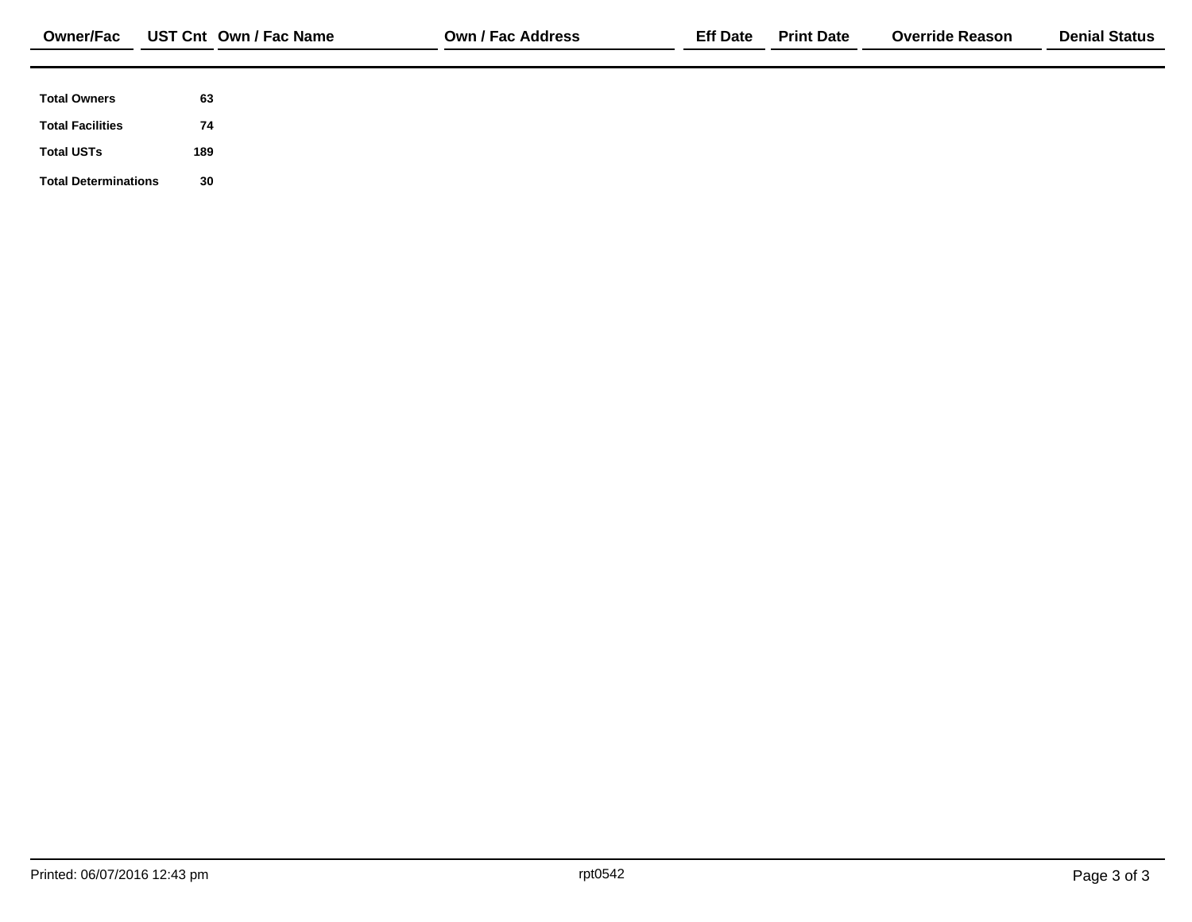| Owner/Fac | UST Cnt | Own / Fac Name | Own / Fac Address | Eff Date | Print Date | Override Reason | Denial Status |
|---|---|---|---|---|---|---|---|

| | |
|---|---|
| **Total Owners** | **63** |
| **Total Facilities** | **74** |
| **Total USTs** | **189** |
| **Total Determinations** | **30** |

Printed: 06/07/2016 12:43 pm

rpt0542